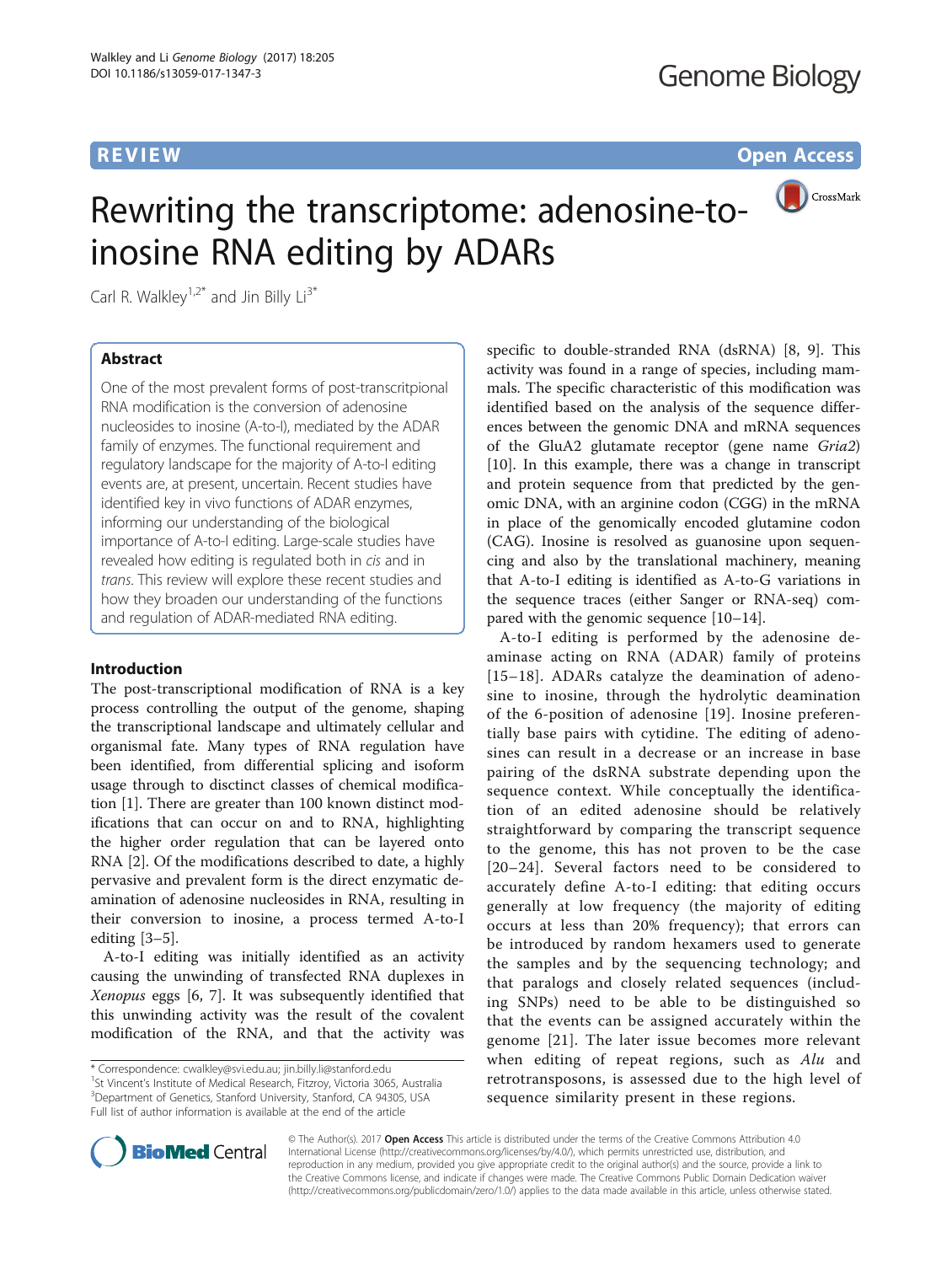**REVIEW** **Open Access**

# Rewriting the transcriptome: adenosine-to-inosine RNA editing by ADARs

Carl R. Walkley[1,2*] and Jin Billy Li[3*]

## Abstract

One of the most prevalent forms of post-transcritpional RNA modification is the conversion of adenosine nucleosides to inosine (A-to-I), mediated by the ADAR family of enzymes. The functional requirement and regulatory landscape for the majority of A-to-I editing events are, at present, uncertain. Recent studies have identified key in vivo functions of ADAR enzymes, informing our understanding of the biological importance of A-to-I editing. Large-scale studies have revealed how editing is regulated both in *cis* and in *trans*. This review will explore these recent studies and how they broaden our understanding of the functions and regulation of ADAR-mediated RNA editing.

## Introduction

The post-transcriptional modification of RNA is a key process controlling the output of the genome, shaping the transcriptional landscape and ultimately cellular and organismal fate. Many types of RNA regulation have been identified, from differential splicing and isoform usage through to disctinct classes of chemical modification [1]. There are greater than 100 known distinct modifications that can occur on and to RNA, highlighting the higher order regulation that can be layered onto RNA [2]. Of the modifications described to date, a highly pervasive and prevalent form is the direct enzymatic deamination of adenosine nucleosides in RNA, resulting in their conversion to inosine, a process termed A-to-I editing [3–5].

A-to-I editing was initially identified as an activity causing the unwinding of transfected RNA duplexes in *Xenopus* eggs [6, 7]. It was subsequently identified that this unwinding activity was the result of the covalent modification of the RNA, and that the activity was specific to double-stranded RNA (dsRNA) [8, 9]. This activity was found in a range of species, including mammals. The specific characteristic of this modification was identified based on the analysis of the sequence differences between the genomic DNA and mRNA sequences of the GluA2 glutamate receptor (gene name *Gria2*) [10]. In this example, there was a change in transcript and protein sequence from that predicted by the genomic DNA, with an arginine codon (CGG) in the mRNA in place of the genomically encoded glutamine codon (CAG). Inosine is resolved as guanosine upon sequencing and also by the translational machinery, meaning that A-to-I editing is identified as A-to-G variations in the sequence traces (either Sanger or RNA-seq) compared with the genomic sequence [10–14].

A-to-I editing is performed by the adenosine deaminase acting on RNA (ADAR) family of proteins [15–18]. ADARs catalyze the deamination of adenosine to inosine, through the hydrolytic deamination of the 6-position of adenosine [19]. Inosine preferentially base pairs with cytidine. The editing of adenosines can result in a decrease or an increase in base pairing of the dsRNA substrate depending upon the sequence context. While conceptually the identification of an edited adenosine should be relatively straightforward by comparing the transcript sequence to the genome, this has not proven to be the case [20–24]. Several factors need to be considered to accurately define A-to-I editing: that editing occurs generally at low frequency (the majority of editing occurs at less than 20% frequency); that errors can be introduced by random hexamers used to generate the samples and by the sequencing technology; and that paralogs and closely related sequences (including SNPs) need to be able to be distinguished so that the events can be assigned accurately within the genome [21]. The later issue becomes more relevant when editing of repeat regions, such as *Alu* and retrotransposons, is assessed due to the high level of sequence similarity present in these regions.

* Correspondence: cwalkley@svi.edu.au; jin.billy.li@stanford.edu
[1]St Vincent's Institute of Medical Research, Fitzroy, Victoria 3065, Australia
[3]Department of Genetics, Stanford University, Stanford, CA 94305, USA
Full list of author information is available at the end of the article

© The Author(s). 2017 **Open Access** This article is distributed under the terms of the Creative Commons Attribution 4.0 International License (http://creativecommons.org/licenses/by/4.0/), which permits unrestricted use, distribution, and reproduction in any medium, provided you give appropriate credit to the original author(s) and the source, provide a link to the Creative Commons license, and indicate if changes were made. The Creative Commons Public Domain Dedication waiver (http://creativecommons.org/publicdomain/zero/1.0/) applies to the data made available in this article, unless otherwise stated.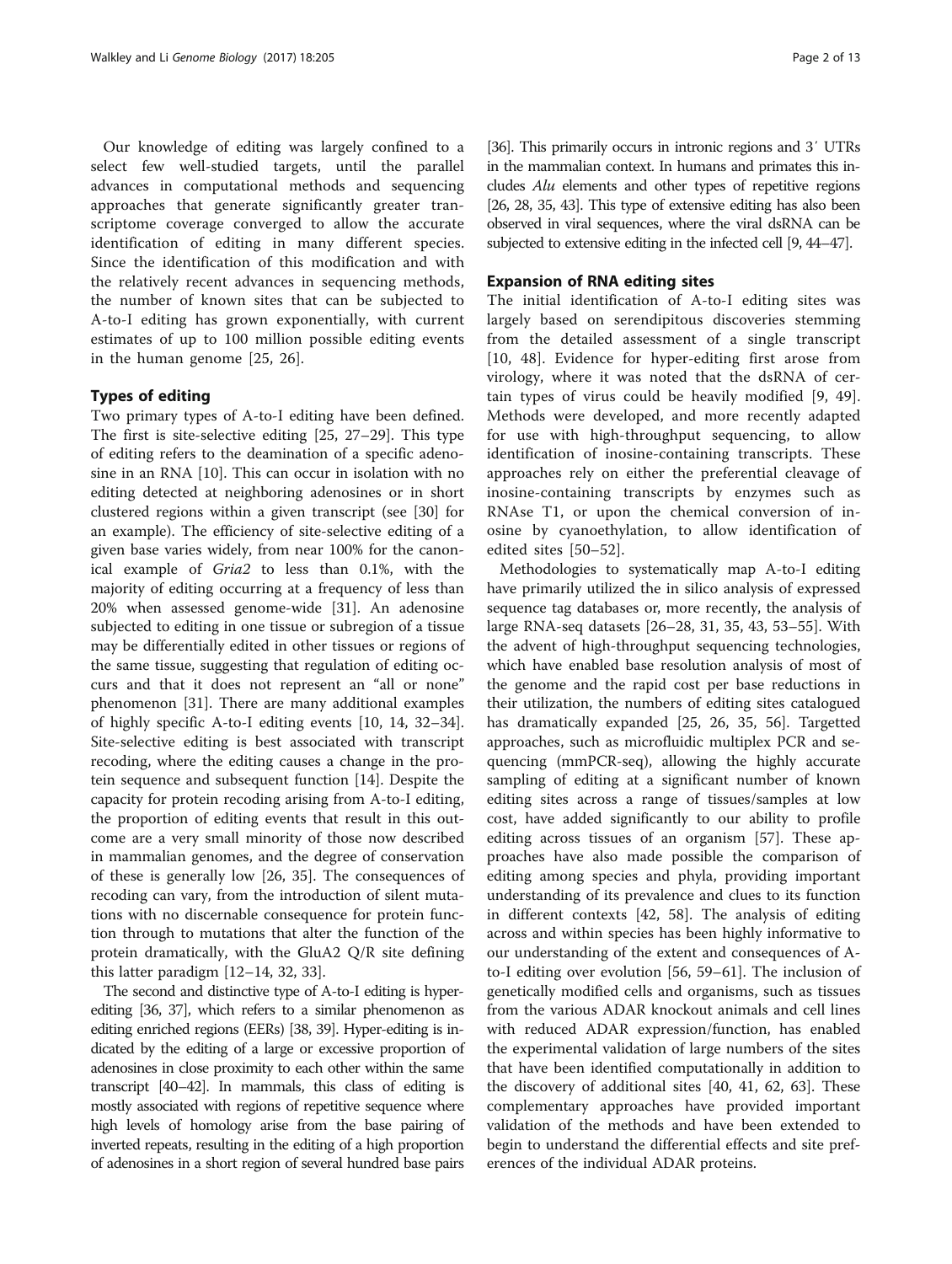Our knowledge of editing was largely confined to a select few well-studied targets, until the parallel advances in computational methods and sequencing approaches that generate significantly greater transcriptome coverage converged to allow the accurate identification of editing in many different species. Since the identification of this modification and with the relatively recent advances in sequencing methods, the number of known sites that can be subjected to A-to-I editing has grown exponentially, with current estimates of up to 100 million possible editing events in the human genome [25, 26].

## Types of editing

Two primary types of A-to-I editing have been defined. The first is site-selective editing [25, 27–29]. This type of editing refers to the deamination of a specific adenosine in an RNA [10]. This can occur in isolation with no editing detected at neighboring adenosines or in short clustered regions within a given transcript (see [30] for an example). The efficiency of site-selective editing of a given base varies widely, from near 100% for the canonical example of *Gria2* to less than 0.1%, with the majority of editing occurring at a frequency of less than 20% when assessed genome-wide [31]. An adenosine subjected to editing in one tissue or subregion of a tissue may be differentially edited in other tissues or regions of the same tissue, suggesting that regulation of editing occurs and that it does not represent an "all or none" phenomenon [31]. There are many additional examples of highly specific A-to-I editing events [10, 14, 32–34]. Site-selective editing is best associated with transcript recoding, where the editing causes a change in the protein sequence and subsequent function [14]. Despite the capacity for protein recoding arising from A-to-I editing, the proportion of editing events that result in this outcome are a very small minority of those now described in mammalian genomes, and the degree of conservation of these is generally low [26, 35]. The consequences of recoding can vary, from the introduction of silent mutations with no discernable consequence for protein function through to mutations that alter the function of the protein dramatically, with the GluA2 Q/R site defining this latter paradigm [12–14, 32, 33].

The second and distinctive type of A-to-I editing is hyper-editing [36, 37], which refers to a similar phenomenon as editing enriched regions (EERs) [38, 39]. Hyper-editing is indicated by the editing of a large or excessive proportion of adenosines in close proximity to each other within the same transcript [40–42]. In mammals, this class of editing is mostly associated with regions of repetitive sequence where high levels of homology arise from the base pairing of inverted repeats, resulting in the editing of a high proportion of adenosines in a short region of several hundred base pairs [36]. This primarily occurs in intronic regions and 3′ UTRs in the mammalian context. In humans and primates this includes *Alu* elements and other types of repetitive regions [26, 28, 35, 43]. This type of extensive editing has also been observed in viral sequences, where the viral dsRNA can be subjected to extensive editing in the infected cell [9, 44–47].

## Expansion of RNA editing sites

The initial identification of A-to-I editing sites was largely based on serendipitous discoveries stemming from the detailed assessment of a single transcript [10, 48]. Evidence for hyper-editing first arose from virology, where it was noted that the dsRNA of certain types of virus could be heavily modified [9, 49]. Methods were developed, and more recently adapted for use with high-throughput sequencing, to allow identification of inosine-containing transcripts. These approaches rely on either the preferential cleavage of inosine-containing transcripts by enzymes such as RNAse T1, or upon the chemical conversion of inosine by cyanoethylation, to allow identification of edited sites [50–52].

Methodologies to systematically map A-to-I editing have primarily utilized the in silico analysis of expressed sequence tag databases or, more recently, the analysis of large RNA-seq datasets [26–28, 31, 35, 43, 53–55]. With the advent of high-throughput sequencing technologies, which have enabled base resolution analysis of most of the genome and the rapid cost per base reductions in their utilization, the numbers of editing sites catalogued has dramatically expanded [25, 26, 35, 56]. Targetted approaches, such as microfluidic multiplex PCR and sequencing (mmPCR-seq), allowing the highly accurate sampling of editing at a significant number of known editing sites across a range of tissues/samples at low cost, have added significantly to our ability to profile editing across tissues of an organism [57]. These approaches have also made possible the comparison of editing among species and phyla, providing important understanding of its prevalence and clues to its function in different contexts [42, 58]. The analysis of editing across and within species has been highly informative to our understanding of the extent and consequences of A-to-I editing over evolution [56, 59–61]. The inclusion of genetically modified cells and organisms, such as tissues from the various ADAR knockout animals and cell lines with reduced ADAR expression/function, has enabled the experimental validation of large numbers of the sites that have been identified computationally in addition to the discovery of additional sites [40, 41, 62, 63]. These complementary approaches have provided important validation of the methods and have been extended to begin to understand the differential effects and site preferences of the individual ADAR proteins.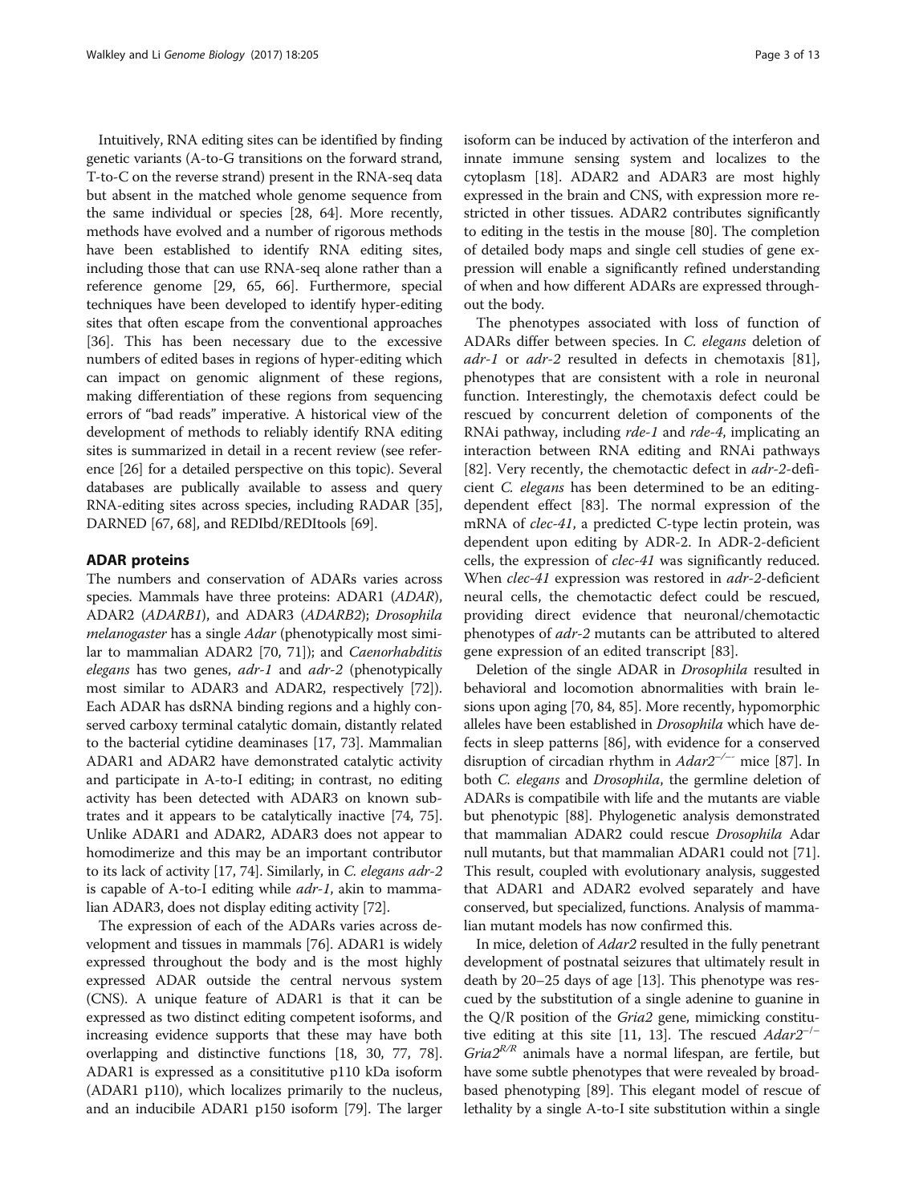Intuitively, RNA editing sites can be identified by finding genetic variants (A-to-G transitions on the forward strand, T-to-C on the reverse strand) present in the RNA-seq data but absent in the matched whole genome sequence from the same individual or species [28, 64]. More recently, methods have evolved and a number of rigorous methods have been established to identify RNA editing sites, including those that can use RNA-seq alone rather than a reference genome [29, 65, 66]. Furthermore, special techniques have been developed to identify hyper-editing sites that often escape from the conventional approaches [36]. This has been necessary due to the excessive numbers of edited bases in regions of hyper-editing which can impact on genomic alignment of these regions, making differentiation of these regions from sequencing errors of "bad reads" imperative. A historical view of the development of methods to reliably identify RNA editing sites is summarized in detail in a recent review (see reference [26] for a detailed perspective on this topic). Several databases are publically available to assess and query RNA-editing sites across species, including RADAR [35], DARNED [67, 68], and REDIbd/REDItools [69].

## ADAR proteins

The numbers and conservation of ADARs varies across species. Mammals have three proteins: ADAR1 (*ADAR*), ADAR2 (*ADARB1*), and ADAR3 (*ADARB2*); *Drosophila melanogaster* has a single *Adar* (phenotypically most similar to mammalian ADAR2 [70, 71]); and *Caenorhabditis elegans* has two genes, *adr-1* and *adr-2* (phenotypically most similar to ADAR3 and ADAR2, respectively [72]). Each ADAR has dsRNA binding regions and a highly conserved carboxy terminal catalytic domain, distantly related to the bacterial cytidine deaminases [17, 73]. Mammalian ADAR1 and ADAR2 have demonstrated catalytic activity and participate in A-to-I editing; in contrast, no editing activity has been detected with ADAR3 on known substrates and it appears to be catalytically inactive [74, 75]. Unlike ADAR1 and ADAR2, ADAR3 does not appear to homodimerize and this may be an important contributor to its lack of activity [17, 74]. Similarly, in *C. elegans adr-2* is capable of A-to-I editing while *adr-1*, akin to mammalian ADAR3, does not display editing activity [72].

The expression of each of the ADARs varies across development and tissues in mammals [76]. ADAR1 is widely expressed throughout the body and is the most highly expressed ADAR outside the central nervous system (CNS). A unique feature of ADAR1 is that it can be expressed as two distinct editing competent isoforms, and increasing evidence supports that these may have both overlapping and distinctive functions [18, 30, 77, 78]. ADAR1 is expressed as a consititutive p110 kDa isoform (ADAR1 p110), which localizes primarily to the nucleus, and an inducibile ADAR1 p150 isoform [79]. The larger isoform can be induced by activation of the interferon and innate immune sensing system and localizes to the cytoplasm [18]. ADAR2 and ADAR3 are most highly expressed in the brain and CNS, with expression more restricted in other tissues. ADAR2 contributes significantly to editing in the testis in the mouse [80]. The completion of detailed body maps and single cell studies of gene expression will enable a significantly refined understanding of when and how different ADARs are expressed throughout the body.

The phenotypes associated with loss of function of ADARs differ between species. In *C. elegans* deletion of *adr-1* or *adr-2* resulted in defects in chemotaxis [81], phenotypes that are consistent with a role in neuronal function. Interestingly, the chemotaxis defect could be rescued by concurrent deletion of components of the RNAi pathway, including *rde-1* and *rde-4*, implicating an interaction between RNA editing and RNAi pathways [82]. Very recently, the chemotactic defect in *adr-2*-deficient *C. elegans* has been determined to be an editing-dependent effect [83]. The normal expression of the mRNA of *clec-41*, a predicted C-type lectin protein, was dependent upon editing by ADR-2. In ADR-2-deficient cells, the expression of *clec-41* was significantly reduced. When *clec-41* expression was restored in *adr-2*-deficient neural cells, the chemotactic defect could be rescued, providing direct evidence that neuronal/chemotactic phenotypes of *adr-2* mutants can be attributed to altered gene expression of an edited transcript [83].

Deletion of the single ADAR in *Drosophila* resulted in behavioral and locomotion abnormalities with brain lesions upon aging [70, 84, 85]. More recently, hypomorphic alleles have been established in *Drosophila* which have defects in sleep patterns [86], with evidence for a conserved disruption of circadian rhythm in $Adar2^{-/-}$ mice [87]. In both *C. elegans* and *Drosophila*, the germline deletion of ADARs is compatibile with life and the mutants are viable but phenotypic [88]. Phylogenetic analysis demonstrated that mammalian ADAR2 could rescue *Drosophila* Adar null mutants, but that mammalian ADAR1 could not [71]. This result, coupled with evolutionary analysis, suggested that ADAR1 and ADAR2 evolved separately and have conserved, but specialized, functions. Analysis of mammalian mutant models has now confirmed this.

In mice, deletion of *Adar2* resulted in the fully penetrant development of postnatal seizures that ultimately result in death by 20–25 days of age [13]. This phenotype was rescued by the substitution of a single adenine to guanine in the Q/R position of the *Gria2* gene, mimicking constitutive editing at this site [11, 13]. The rescued $Adar2^{-/-}$ $Gria2^{R/R}$ animals have a normal lifespan, are fertile, but have some subtle phenotypes that were revealed by broad-based phenotyping [89]. This elegant model of rescue of lethality by a single A-to-I site substitution within a single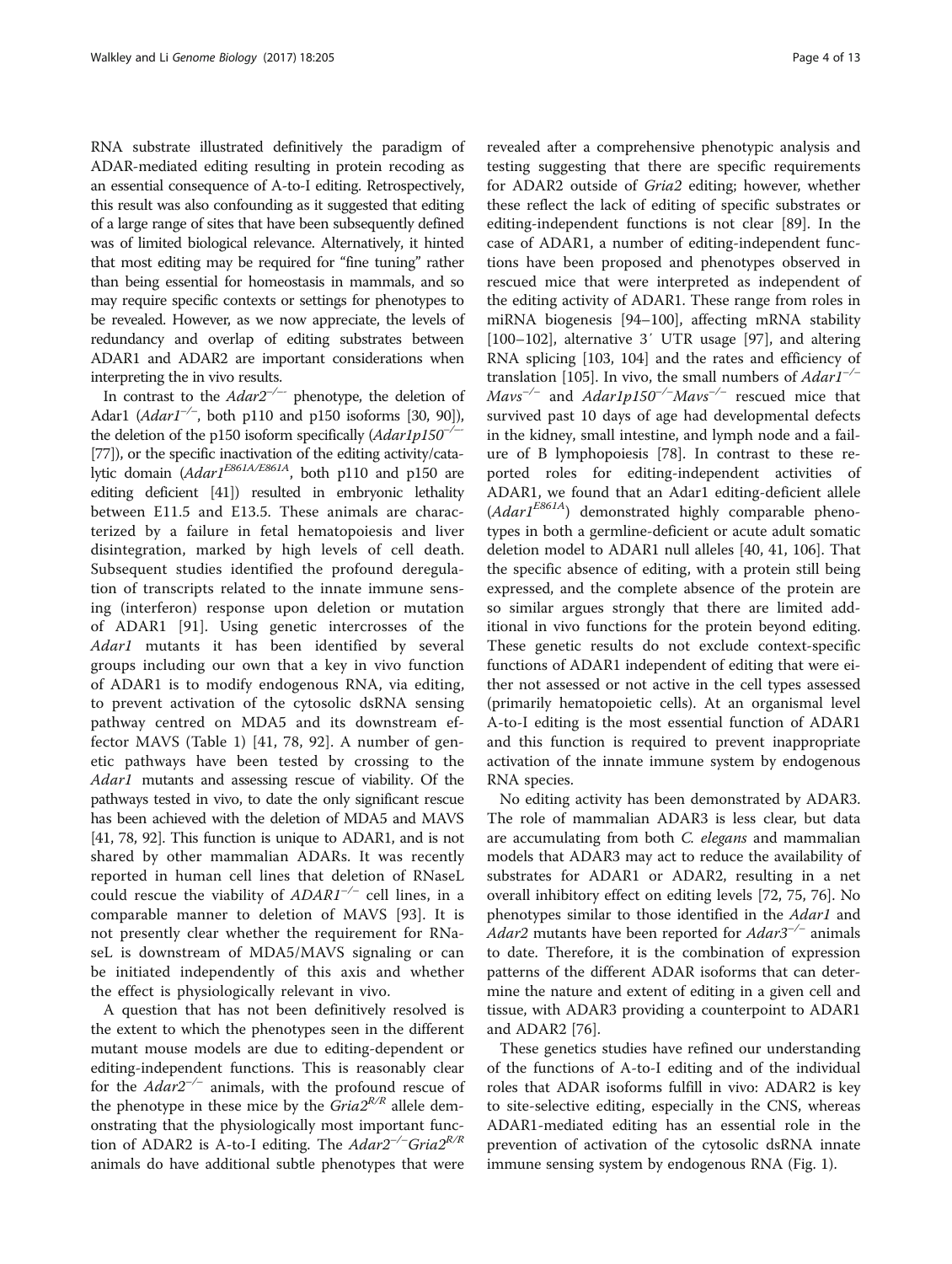RNA substrate illustrated definitively the paradigm of ADAR-mediated editing resulting in protein recoding as an essential consequence of A-to-I editing. Retrospectively, this result was also confounding as it suggested that editing of a large range of sites that have been subsequently defined was of limited biological relevance. Alternatively, it hinted that most editing may be required for "fine tuning" rather than being essential for homeostasis in mammals, and so may require specific contexts or settings for phenotypes to be revealed. However, as we now appreciate, the levels of redundancy and overlap of editing substrates between ADAR1 and ADAR2 are important considerations when interpreting the in vivo results.

In contrast to the *Adar2*$^{-/-}$ phenotype, the deletion of Adar1 (*Adar1*$^{-/-}$, both p110 and p150 isoforms [30, 90]), the deletion of the p150 isoform specifically (*Adar1p150*$^{-/-}$ [77]), or the specific inactivation of the editing activity/catalytic domain (*Adar1*$^{E861A/E861A}$, both p110 and p150 are editing deficient [41]) resulted in embryonic lethality between E11.5 and E13.5. These animals are characterized by a failure in fetal hematopoiesis and liver disintegration, marked by high levels of cell death. Subsequent studies identified the profound deregulation of transcripts related to the innate immune sensing (interferon) response upon deletion or mutation of ADAR1 [91]. Using genetic intercrosses of the *Adar1* mutants it has been identified by several groups including our own that a key in vivo function of ADAR1 is to modify endogenous RNA, via editing, to prevent activation of the cytosolic dsRNA sensing pathway centred on MDA5 and its downstream effector MAVS (Table 1) [41, 78, 92]. A number of genetic pathways have been tested by crossing to the *Adar1* mutants and assessing rescue of viability. Of the pathways tested in vivo, to date the only significant rescue has been achieved with the deletion of MDA5 and MAVS [41, 78, 92]. This function is unique to ADAR1, and is not shared by other mammalian ADARs. It was recently reported in human cell lines that deletion of RNaseL could rescue the viability of *ADAR1*$^{-/-}$ cell lines, in a comparable manner to deletion of MAVS [93]. It is not presently clear whether the requirement for RNaseL is downstream of MDA5/MAVS signaling or can be initiated independently of this axis and whether the effect is physiologically relevant in vivo.

A question that has not been definitively resolved is the extent to which the phenotypes seen in the different mutant mouse models are due to editing-dependent or editing-independent functions. This is reasonably clear for the *Adar2*$^{-/-}$ animals, with the profound rescue of the phenotype in these mice by the *Gria2*$^{R/R}$ allele demonstrating that the physiologically most important function of ADAR2 is A-to-I editing. The *Adar2*$^{-/-}$*Gria2*$^{R/R}$ animals do have additional subtle phenotypes that were revealed after a comprehensive phenotypic analysis and testing suggesting that there are specific requirements for ADAR2 outside of *Gria2* editing; however, whether these reflect the lack of editing of specific substrates or editing-independent functions is not clear [89]. In the case of ADAR1, a number of editing-independent functions have been proposed and phenotypes observed in rescued mice that were interpreted as independent of the editing activity of ADAR1. These range from roles in miRNA biogenesis [94–100], affecting mRNA stability [100–102], alternative 3′ UTR usage [97], and altering RNA splicing [103, 104] and the rates and efficiency of translation [105]. In vivo, the small numbers of *Adar1*$^{-/-}$*Mavs*$^{-/-}$ and *Adar1p150*$^{-/-}$*Mavs*$^{-/-}$ rescued mice that survived past 10 days of age had developmental defects in the kidney, small intestine, and lymph node and a failure of B lymphopoiesis [78]. In contrast to these reported roles for editing-independent activities of ADAR1, we found that an Adar1 editing-deficient allele (*Adar1*$^{E861A}$) demonstrated highly comparable phenotypes in both a germline-deficient or acute adult somatic deletion model to ADAR1 null alleles [40, 41, 106]. That the specific absence of editing, with a protein still being expressed, and the complete absence of the protein are so similar argues strongly that there are limited additional in vivo functions for the protein beyond editing. These genetic results do not exclude context-specific functions of ADAR1 independent of editing that were either not assessed or not active in the cell types assessed (primarily hematopoietic cells). At an organismal level A-to-I editing is the most essential function of ADAR1 and this function is required to prevent inappropriate activation of the innate immune system by endogenous RNA species.

No editing activity has been demonstrated by ADAR3. The role of mammalian ADAR3 is less clear, but data are accumulating from both *C. elegans* and mammalian models that ADAR3 may act to reduce the availability of substrates for ADAR1 or ADAR2, resulting in a net overall inhibitory effect on editing levels [72, 75, 76]. No phenotypes similar to those identified in the *Adar1* and *Adar2* mutants have been reported for *Adar3*$^{-/-}$ animals to date. Therefore, it is the combination of expression patterns of the different ADAR isoforms that can determine the nature and extent of editing in a given cell and tissue, with ADAR3 providing a counterpoint to ADAR1 and ADAR2 [76].

These genetics studies have refined our understanding of the functions of A-to-I editing and of the individual roles that ADAR isoforms fulfill in vivo: ADAR2 is key to site-selective editing, especially in the CNS, whereas ADAR1-mediated editing has an essential role in the prevention of activation of the cytosolic dsRNA innate immune sensing system by endogenous RNA (Fig. 1).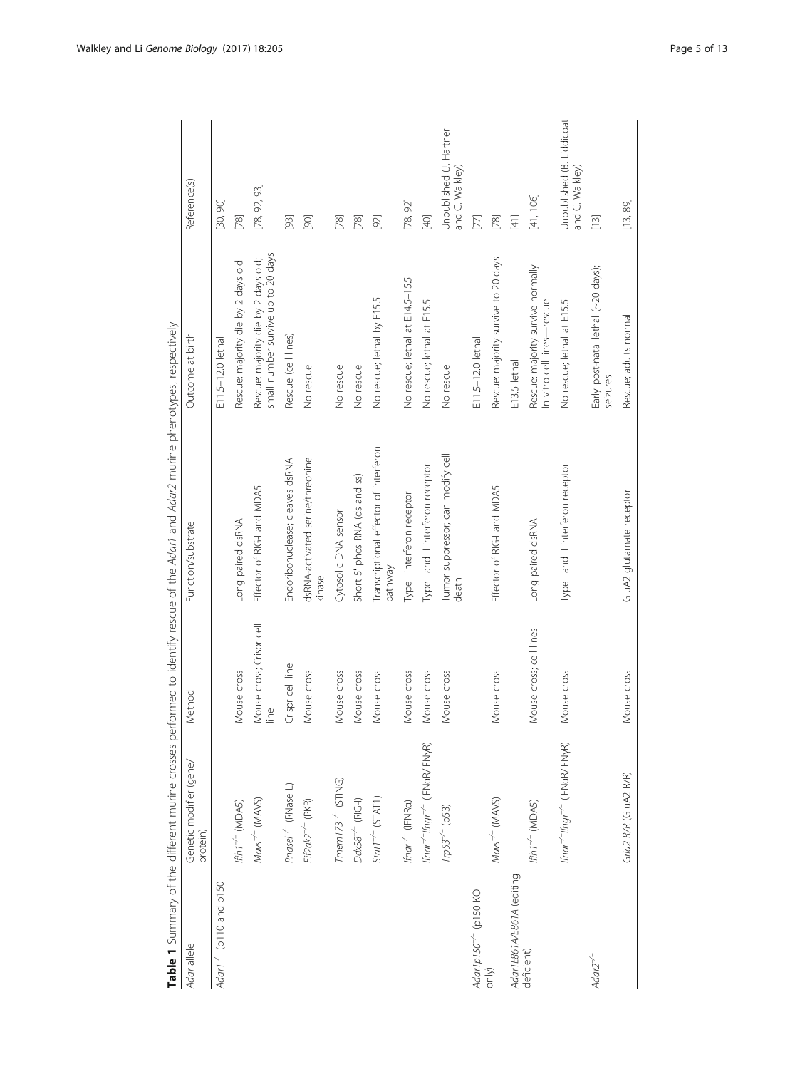**Table 1** Summary of the different murine crosses performed to identify rescue of the *Adar1* and *Adar2* murine phenotypes, respectively

| *Adar* allele | Genetic modifier (gene/protein) | Method | Function/substrate | Outcome at birth | Reference(s) |
|---|---|---|---|---|---|
| *Adar1*$^{-/-}$ (p110 and p150 | | | | E11.5–12.0 lethal | [30, 90] |
| | *Ifih1*$^{-/-}$ (MDA5) | Mouse cross | Long paired dsRNA | Rescue: majority die by 2 days old | [78] |
| | *Mavs*$^{-/-}$ (MAVS) | Mouse cross; Crispr cell line | Effector of RIG-I and MDA5 | Rescue: majority die by 2 days old; small number survive up to 20 days | [78, 92, 93] |
| | *Rnasel*$^{-/-}$ (RNase L) | Crispr cell line | Endoribonuclease; cleaves dsRNA | Rescue (cell lines) | [93] |
| | *Eif2ak2*$^{-/-}$ (PKR) | Mouse cross | dsRNA-activated serine/threonine kinase | No rescue | [90] |
| | *Tmem173*$^{-/-}$ (STING) | Mouse cross | Cytosolic DNA sensor | No rescue | [78] |
| | *Ddx58*$^{-/-}$ (RIG-I) | Mouse cross | Short 5′ phos RNA (ds and ss) | No rescue | [78] |
| | *Stat1*$^{-/-}$ (STAT1) | Mouse cross | Transcriptional effector of interferon pathway | No rescue; lethal by E15.5 | [92] |
| | *Ifnar*$^{-/-}$ (IFNRα) | Mouse cross | Type I interferon receptor | No rescue; lethal at E14.5–15.5 | [78, 92] |
| | *Ifnar*$^{-/-}$*Ifngr*$^{-/-}$ (IFNαR/IFNγR) | Mouse cross | Type I and II interferon receptor | No rescue; lethal at E15.5 | [40] |
| | *Trp53*$^{-/-}$ (p53) | Mouse cross | Tumor suppressor; can modify cell death | No rescue | Unpublished (J. Hartner and C. Walkley) |
| *Adar1p150*$^{-/-}$ (p150 KO only) | | | | E11.5–12.0 lethal | [77] |
| | *Mavs*$^{-/-}$ (MAVS) | Mouse cross | Effector of RIG-I and MDA5 | Rescue: majority survive to 20 days | [78] |
| *Adar1E861A/E861A* (editing deficient) | | | | E13.5 lethal | [41] |
| | *Ifih1*$^{-/-}$ (MDA5) | Mouse cross; cell lines | Long paired dsRNA | Rescue: majority survive normally In vitro cell lines—rescue | [41, 106] |
| | *Ifnar*$^{-/-}$*Ifngr*$^{-/-}$ (IFNαR/IFNγR) | Mouse cross | Type I and II interferon receptor | No rescue; lethal at E15.5 | Unpublished (B. Liddicoat and C. Walkley) |
| *Adar2*$^{-/-}$ | | | | Early post-natal lethal (~20 days); seizures | [13] |
| | *Gria2 R/R* (GluA2 R/R) | Mouse cross | GluA2 glutamate receptor | Rescue; adults normal | [13, 89] |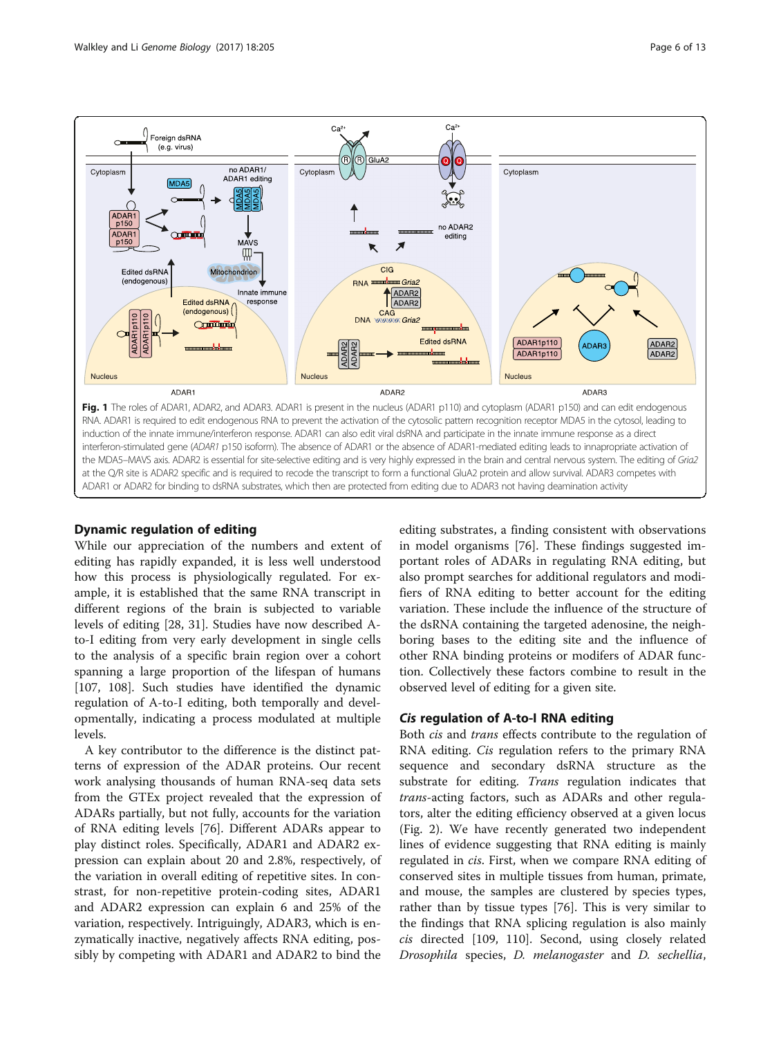Fig. 1 The roles of ADAR1, ADAR2, and ADAR3. ADAR1 is present in the nucleus (ADAR1 p110) and cytoplasm (ADAR1 p150) and can edit endogenous RNA. ADAR1 is required to edit endogenous RNA to prevent the activation of the cytosolic pattern recognition receptor MDA5 in the cytosol, leading to induction of the innate immune/interferon response. ADAR1 can also edit viral dsRNA and participate in the innate immune response as a direct interferon-stimulated gene (*ADAR1* p150 isoform). The absence of ADAR1 or the absence of ADAR1-mediated editing leads to innapropriate activation of the MDA5–MAVS axis. ADAR2 is essential for site-selective editing and is very highly expressed in the brain and central nervous system. The editing of *Gria2* at the Q/R site is ADAR2 specific and is required to recode the transcript to form a functional GluA2 protein and allow survival. ADAR3 competes with ADAR1 or ADAR2 for binding to dsRNA substrates, which then are protected from editing due to ADAR3 not having deamination activity

## Dynamic regulation of editing

While our appreciation of the numbers and extent of editing has rapidly expanded, it is less well understood how this process is physiologically regulated. For example, it is established that the same RNA transcript in different regions of the brain is subjected to variable levels of editing [28, 31]. Studies have now described A-to-I editing from very early development in single cells to the analysis of a specific brain region over a cohort spanning a large proportion of the lifespan of humans [107, 108]. Such studies have identified the dynamic regulation of A-to-I editing, both temporally and developmentally, indicating a process modulated at multiple levels.

A key contributor to the difference is the distinct patterns of expression of the ADAR proteins. Our recent work analysing thousands of human RNA-seq data sets from the GTEx project revealed that the expression of ADARs partially, but not fully, accounts for the variation of RNA editing levels [76]. Different ADARs appear to play distinct roles. Specifically, ADAR1 and ADAR2 expression can explain about 20 and 2.8%, respectively, of the variation in overall editing of repetitive sites. In contrast, for non-repetitive protein-coding sites, ADAR1 and ADAR2 expression can explain 6 and 25% of the variation, respectively. Intriguingly, ADAR3, which is enzymatically inactive, negatively affects RNA editing, possibly by competing with ADAR1 and ADAR2 to bind the editing substrates, a finding consistent with observations in model organisms [76]. These findings suggested important roles of ADARs in regulating RNA editing, but also prompt searches for additional regulators and modifiers of RNA editing to better account for the editing variation. These include the influence of the structure of the dsRNA containing the targeted adenosine, the neighboring bases to the editing site and the influence of other RNA binding proteins or modifers of ADAR function. Collectively these factors combine to result in the observed level of editing for a given site.

## *Cis* regulation of A-to-I RNA editing

Both *cis* and *trans* effects contribute to the regulation of RNA editing. *Cis* regulation refers to the primary RNA sequence and secondary dsRNA structure as the substrate for editing. *Trans* regulation indicates that *trans*-acting factors, such as ADARs and other regulators, alter the editing efficiency observed at a given locus (Fig. 2). We have recently generated two independent lines of evidence suggesting that RNA editing is mainly regulated in *cis*. First, when we compare RNA editing of conserved sites in multiple tissues from human, primate, and mouse, the samples are clustered by species types, rather than by tissue types [76]. This is very similar to the findings that RNA splicing regulation is also mainly *cis* directed [109, 110]. Second, using closely related *Drosophila* species, *D. melanogaster* and *D. sechellia*,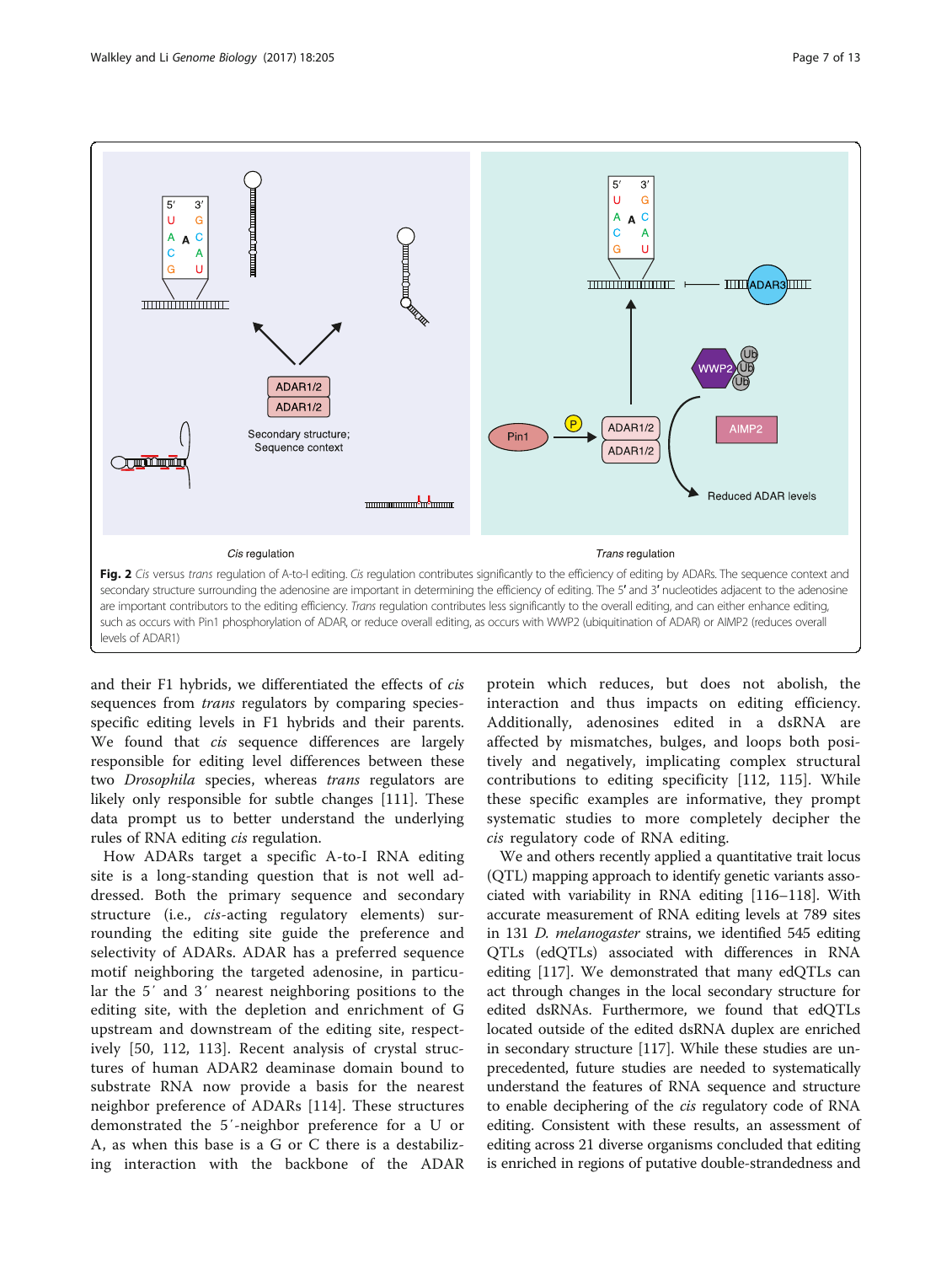**Fig. 2** *Cis* versus *trans* regulation of A-to-I editing. *Cis* regulation contributes significantly to the efficiency of editing by ADARs. The sequence context and secondary structure surrounding the adenosine are important in determining the efficiency of editing. The 5′ and 3′ nucleotides adjacent to the adenosine are important contributors to the editing efficiency. *Trans* regulation contributes less significantly to the overall editing, and can either enhance editing, such as occurs with Pin1 phosphorylation of ADAR, or reduce overall editing, as occurs with WWP2 (ubiquitination of ADAR) or AIMP2 (reduces overall levels of ADAR1)

and their F1 hybrids, we differentiated the effects of *cis* sequences from *trans* regulators by comparing species-specific editing levels in F1 hybrids and their parents. We found that *cis* sequence differences are largely responsible for editing level differences between these two *Drosophila* species, whereas *trans* regulators are likely only responsible for subtle changes [111]. These data prompt us to better understand the underlying rules of RNA editing *cis* regulation.

How ADARs target a specific A-to-I RNA editing site is a long-standing question that is not well addressed. Both the primary sequence and secondary structure (i.e., *cis*-acting regulatory elements) surrounding the editing site guide the preference and selectivity of ADARs. ADAR has a preferred sequence motif neighboring the targeted adenosine, in particular the 5′ and 3′ nearest neighboring positions to the editing site, with the depletion and enrichment of G upstream and downstream of the editing site, respectively [50, 112, 113]. Recent analysis of crystal structures of human ADAR2 deaminase domain bound to substrate RNA now provide a basis for the nearest neighbor preference of ADARs [114]. These structures demonstrated the 5′-neighbor preference for a U or A, as when this base is a G or C there is a destabilizing interaction with the backbone of the ADAR protein which reduces, but does not abolish, the interaction and thus impacts on editing efficiency. Additionally, adenosines edited in a dsRNA are affected by mismatches, bulges, and loops both positively and negatively, implicating complex structural contributions to editing specificity [112, 115]. While these specific examples are informative, they prompt systematic studies to more completely decipher the *cis* regulatory code of RNA editing.

We and others recently applied a quantitative trait locus (QTL) mapping approach to identify genetic variants associated with variability in RNA editing [116–118]. With accurate measurement of RNA editing levels at 789 sites in 131 *D. melanogaster* strains, we identified 545 editing QTLs (edQTLs) associated with differences in RNA editing [117]. We demonstrated that many edQTLs can act through changes in the local secondary structure for edited dsRNAs. Furthermore, we found that edQTLs located outside of the edited dsRNA duplex are enriched in secondary structure [117]. While these studies are unprecedented, future studies are needed to systematically understand the features of RNA sequence and structure to enable deciphering of the *cis* regulatory code of RNA editing. Consistent with these results, an assessment of editing across 21 diverse organisms concluded that editing is enriched in regions of putative double-strandedness and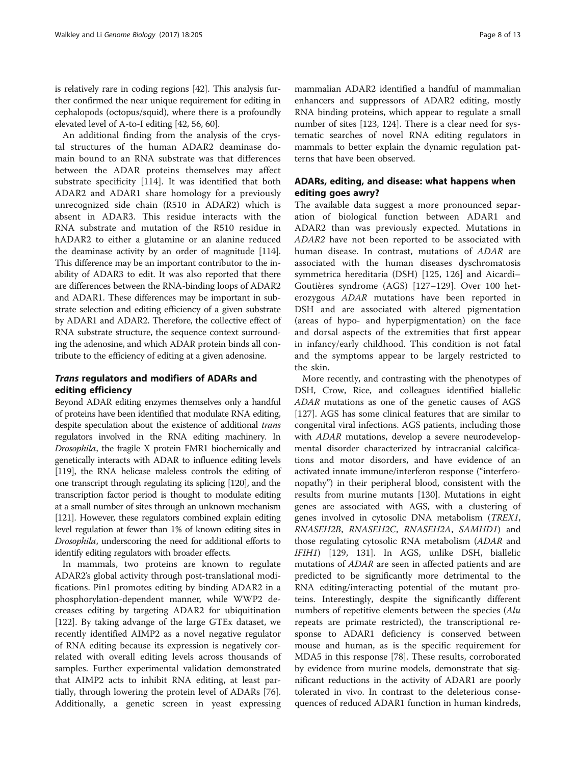is relatively rare in coding regions [42]. This analysis further confirmed the near unique requirement for editing in cephalopods (octopus/squid), where there is a profoundly elevated level of A-to-I editing [42, 56, 60].

An additional finding from the analysis of the crystal structures of the human ADAR2 deaminase domain bound to an RNA substrate was that differences between the ADAR proteins themselves may affect substrate specificity [114]. It was identified that both ADAR2 and ADAR1 share homology for a previously unrecognized side chain (R510 in ADAR2) which is absent in ADAR3. This residue interacts with the RNA substrate and mutation of the R510 residue in hADAR2 to either a glutamine or an alanine reduced the deaminase activity by an order of magnitude [114]. This difference may be an important contributor to the inability of ADAR3 to edit. It was also reported that there are differences between the RNA-binding loops of ADAR2 and ADAR1. These differences may be important in substrate selection and editing efficiency of a given substrate by ADAR1 and ADAR2. Therefore, the collective effect of RNA substrate structure, the sequence context surrounding the adenosine, and which ADAR protein binds all contribute to the efficiency of editing at a given adenosine.

## *Trans* regulators and modifiers of ADARs and editing efficiency

Beyond ADAR editing enzymes themselves only a handful of proteins have been identified that modulate RNA editing, despite speculation about the existence of additional *trans* regulators involved in the RNA editing machinery. In *Drosophila*, the fragile X protein FMR1 biochemically and genetically interacts with ADAR to influence editing levels [119], the RNA helicase maleless controls the editing of one transcript through regulating its splicing [120], and the transcription factor period is thought to modulate editing at a small number of sites through an unknown mechanism [121]. However, these regulators combined explain editing level regulation at fewer than 1% of known editing sites in *Drosophila*, underscoring the need for additional efforts to identify editing regulators with broader effects.

In mammals, two proteins are known to regulate ADAR2's global activity through post-translational modifications. Pin1 promotes editing by binding ADAR2 in a phosphorylation-dependent manner, while WWP2 decreases editing by targeting ADAR2 for ubiquitination [122]. By taking advange of the large GTEx dataset, we recently identified AIMP2 as a novel negative regulator of RNA editing because its expression is negatively correlated with overall editing levels across thousands of samples. Further experimental validation demonstrated that AIMP2 acts to inhibit RNA editing, at least partially, through lowering the protein level of ADARs [76]. Additionally, a genetic screen in yeast expressing mammalian ADAR2 identified a handful of mammalian enhancers and suppressors of ADAR2 editing, mostly RNA binding proteins, which appear to regulate a small number of sites [123, 124]. There is a clear need for systematic searches of novel RNA editing regulators in mammals to better explain the dynamic regulation patterns that have been observed.

## ADARs, editing, and disease: what happens when editing goes awry?

The available data suggest a more pronounced separation of biological function between ADAR1 and ADAR2 than was previously expected. Mutations in *ADAR2* have not been reported to be associated with human disease. In contrast, mutations of *ADAR* are associated with the human diseases dyschromatosis symmetrica hereditaria (DSH) [125, 126] and Aicardi–Goutières syndrome (AGS) [127–129]. Over 100 heterozygous *ADAR* mutations have been reported in DSH and are associated with altered pigmentation (areas of hypo- and hyperpigmentation) on the face and dorsal aspects of the extremities that first appear in infancy/early childhood. This condition is not fatal and the symptoms appear to be largely restricted to the skin.

More recently, and contrasting with the phenotypes of DSH, Crow, Rice, and colleagues identified biallelic *ADAR* mutations as one of the genetic causes of AGS [127]. AGS has some clinical features that are similar to congenital viral infections. AGS patients, including those with *ADAR* mutations, develop a severe neurodevelopmental disorder characterized by intracranial calcifications and motor disorders, and have evidence of an activated innate immune/interferon response ("interferonopathy") in their peripheral blood, consistent with the results from murine mutants [130]. Mutations in eight genes are associated with AGS, with a clustering of genes involved in cytosolic DNA metabolism (*TREX1*, *RNASEH2B*, *RNASEH2C*, *RNASEH2A*, *SAMHD1*) and those regulating cytosolic RNA metabolism (*ADAR* and *IFIH1*) [129, 131]. In AGS, unlike DSH, biallelic mutations of *ADAR* are seen in affected patients and are predicted to be significantly more detrimental to the RNA editing/interacting potential of the mutant proteins. Interestingly, despite the significantly different numbers of repetitive elements between the species (*Alu* repeats are primate restricted), the transcriptional response to ADAR1 deficiency is conserved between mouse and human, as is the specific requirement for MDA5 in this response [78]. These results, corroborated by evidence from murine models, demonstrate that significant reductions in the activity of ADAR1 are poorly tolerated in vivo. In contrast to the deleterious consequences of reduced ADAR1 function in human kindreds,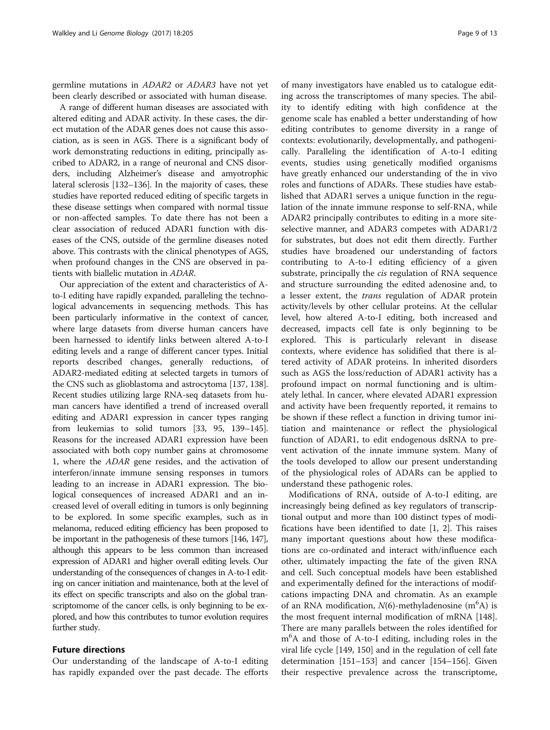germline mutations in *ADAR2* or *ADAR3* have not yet been clearly described or associated with human disease.

A range of different human diseases are associated with altered editing and ADAR activity. In these cases, the direct mutation of the ADAR genes does not cause this association, as is seen in AGS. There is a significant body of work demonstrating reductions in editing, principally ascribed to ADAR2, in a range of neuronal and CNS disorders, including Alzheimer's disease and amyotrophic lateral sclerosis [132–136]. In the majority of cases, these studies have reported reduced editing of specific targets in these disease settings when compared with normal tissue or non-affected samples. To date there has not been a clear association of reduced ADAR1 function with diseases of the CNS, outside of the germline diseases noted above. This contrasts with the clinical phenotypes of AGS, when profound changes in the CNS are observed in patients with biallelic mutation in *ADAR*.

Our appreciation of the extent and characteristics of A-to-I editing have rapidly expanded, paralleling the technological advancements in sequencing methods. This has been particularly informative in the context of cancer, where large datasets from diverse human cancers have been harnessed to identify links between altered A-to-I editing levels and a range of different cancer types. Initial reports described changes, generally reductions, of ADAR2-mediated editing at selected targets in tumors of the CNS such as glioblastoma and astrocytoma [137, 138]. Recent studies utilizing large RNA-seq datasets from human cancers have identified a trend of increased overall editing and ADAR1 expression in cancer types ranging from leukemias to solid tumors [33, 95, 139–145]. Reasons for the increased ADAR1 expression have been associated with both copy number gains at chromosome 1, where the *ADAR* gene resides, and the activation of interferon/innate immune sensing responses in tumors leading to an increase in ADAR1 expression. The biological consequences of increased ADAR1 and an increased level of overall editing in tumors is only beginning to be explored. In some specific examples, such as in melanoma, reduced editing efficiency has been proposed to be important in the pathogenesis of these tumors [146, 147], although this appears to be less common than increased expression of ADAR1 and higher overall editing levels. Our understanding of the consequences of changes in A-to-I editing on cancer initiation and maintenance, both at the level of its effect on specific transcripts and also on the global transcriptomome of the cancer cells, is only beginning to be explored, and how this contributes to tumor evolution requires further study.

## Future directions

Our understanding of the landscape of A-to-I editing has rapidly expanded over the past decade. The efforts of many investigators have enabled us to catalogue editing across the transcriptomes of many species. The ability to identify editing with high confidence at the genome scale has enabled a better understanding of how editing contributes to genome diversity in a range of contexts: evolutionarily, developmentally, and pathogenically. Paralleling the identification of A-to-I editing events, studies using genetically modified organisms have greatly enhanced our understanding of the in vivo roles and functions of ADARs. These studies have established that ADAR1 serves a unique function in the regulation of the innate immune response to self-RNA, while ADAR2 principally contributes to editing in a more site-selective manner, and ADAR3 competes with ADAR1/2 for substrates, but does not edit them directly. Further studies have broadened our understanding of factors contributing to A-to-I editing efficiency of a given substrate, principally the *cis* regulation of RNA sequence and structure surrounding the edited adenosine and, to a lesser extent, the *trans* regulation of ADAR protein activity/levels by other cellular proteins. At the cellular level, how altered A-to-I editing, both increased and decreased, impacts cell fate is only beginning to be explored. This is particularly relevant in disease contexts, where evidence has solidified that there is altered activity of ADAR proteins. In inherited disorders such as AGS the loss/reduction of ADAR1 activity has a profound impact on normal functioning and is ultimately lethal. In cancer, where elevated ADAR1 expression and activity have been frequently reported, it remains to be shown if these reflect a function in driving tumor initiation and maintenance or reflect the physiological function of ADAR1, to edit endogenous dsRNA to prevent activation of the innate immune system. Many of the tools developed to allow our present understanding of the physiological roles of ADARs can be applied to understand these pathogenic roles.

Modifications of RNA, outside of A-to-I editing, are increasingly being defined as key regulators of transcriptional output and more than 100 distinct types of modifications have been identified to date [1, 2]. This raises many important questions about how these modifications are co-ordinated and interact with/influence each other, ultimately impacting the fate of the given RNA and cell. Such conceptual models have been established and experimentally defined for the interactions of modifcations impacting DNA and chromatin. As an example of an RNA modification, *N*(6)-methyladenosine ($m^6A$) is the most frequent internal modification of mRNA [148]. There are many parallels between the roles identified for $m^6A$ and those of A-to-I editing, including roles in the viral life cycle [149, 150] and in the regulation of cell fate determination [151–153] and cancer [154–156]. Given their respective prevalence across the transcriptome,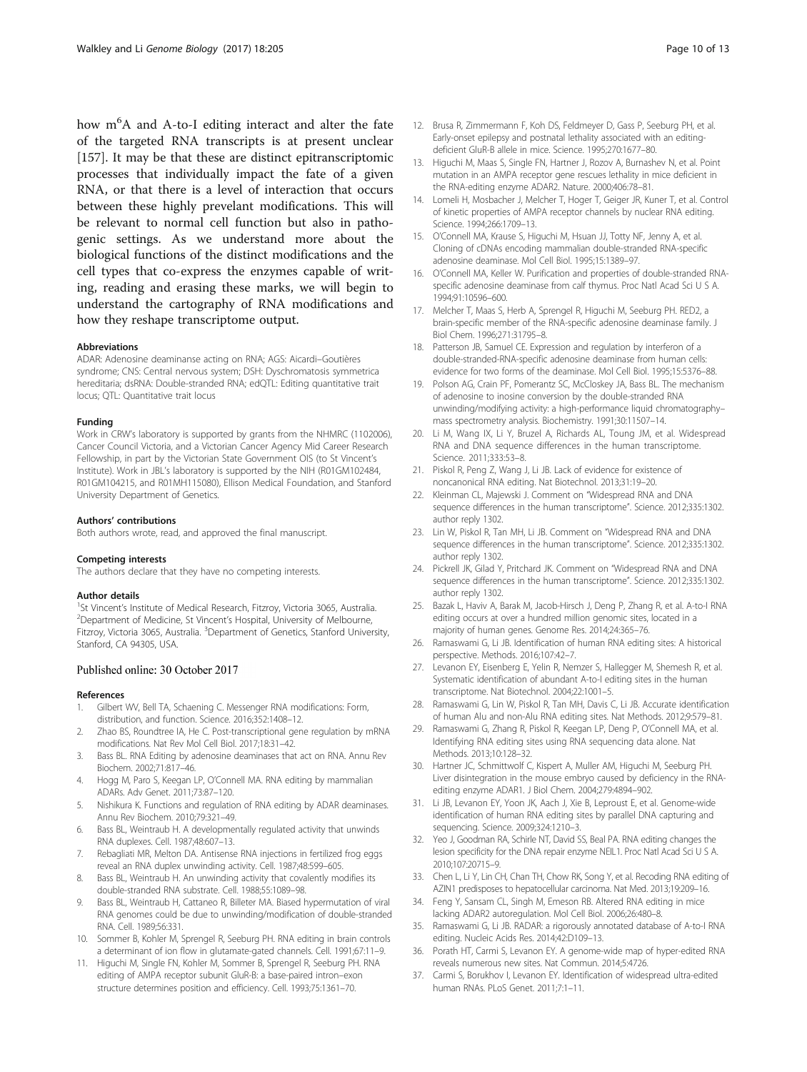how $m^6A$ and A-to-I editing interact and alter the fate of the targeted RNA transcripts is at present unclear [157]. It may be that these are distinct epitranscriptomic processes that individually impact the fate of a given RNA, or that there is a level of interaction that occurs between these highly prevelant modifications. This will be relevant to normal cell function but also in pathogenic settings. As we understand more about the biological functions of the distinct modifications and the cell types that co-express the enzymes capable of writing, reading and erasing these marks, we will begin to understand the cartography of RNA modifications and how they reshape transcriptome output.

#### Abbreviations

ADAR: Adenosine deaminanse acting on RNA; AGS: Aicardi–Goutières syndrome; CNS: Central nervous system; DSH: Dyschromatosis symmetrica hereditaria; dsRNA: Double-stranded RNA; edQTL: Editing quantitative trait locus; QTL: Quantitative trait locus

#### Funding

Work in CRW's laboratory is supported by grants from the NHMRC (1102006), Cancer Council Victoria, and a Victorian Cancer Agency Mid Career Research Fellowship, in part by the Victorian State Government OIS (to St Vincent's Institute). Work in JBL's laboratory is supported by the NIH (R01GM102484, R01GM104215, and R01MH115080), Ellison Medical Foundation, and Stanford University Department of Genetics.

#### Authors' contributions

Both authors wrote, read, and approved the final manuscript.

#### Competing interests

The authors declare that they have no competing interests.

#### Author details

[1]St Vincent's Institute of Medical Research, Fitzroy, Victoria 3065, Australia. [2]Department of Medicine, St Vincent's Hospital, University of Melbourne, Fitzroy, Victoria 3065, Australia. [3]Department of Genetics, Stanford University, Stanford, CA 94305, USA.

### Published online: 30 October 2017

#### References

1. Gilbert WV, Bell TA, Schaening C. Messenger RNA modifications: Form, distribution, and function. Science. 2016;352:1408–12.
2. Zhao BS, Roundtree IA, He C. Post-transcriptional gene regulation by mRNA modifications. Nat Rev Mol Cell Biol. 2017;18:31–42.
3. Bass BL. RNA Editing by adenosine deaminases that act on RNA. Annu Rev Biochem. 2002;71:817–46.
4. Hogg M, Paro S, Keegan LP, O'Connell MA. RNA editing by mammalian ADARs. Adv Genet. 2011;73:87–120.
5. Nishikura K. Functions and regulation of RNA editing by ADAR deaminases. Annu Rev Biochem. 2010;79:321–49.
6. Bass BL, Weintraub H. A developmentally regulated activity that unwinds RNA duplexes. Cell. 1987;48:607–13.
7. Rebagliati MR, Melton DA. Antisense RNA injections in fertilized frog eggs reveal an RNA duplex unwinding activity. Cell. 1987;48:599–605.
8. Bass BL, Weintraub H. An unwinding activity that covalently modifies its double-stranded RNA substrate. Cell. 1988;55:1089–98.
9. Bass BL, Weintraub H, Cattaneo R, Billeter MA. Biased hypermutation of viral RNA genomes could be due to unwinding/modification of double-stranded RNA. Cell. 1989;56:331.
10. Sommer B, Kohler M, Sprengel R, Seeburg PH. RNA editing in brain controls a determinant of ion flow in glutamate-gated channels. Cell. 1991;67:11–9.
11. Higuchi M, Single FN, Kohler M, Sommer B, Sprengel R, Seeburg PH. RNA editing of AMPA receptor subunit GluR-B: a base-paired intron–exon structure determines position and efficiency. Cell. 1993;75:1361–70.
12. Brusa R, Zimmermann F, Koh DS, Feldmeyer D, Gass P, Seeburg PH, et al. Early-onset epilepsy and postnatal lethality associated with an editing-deficient GluR-B allele in mice. Science. 1995;270:1677–80.
13. Higuchi M, Maas S, Single FN, Hartner J, Rozov A, Burnashev N, et al. Point mutation in an AMPA receptor gene rescues lethality in mice deficient in the RNA-editing enzyme ADAR2. Nature. 2000;406:78–81.
14. Lomeli H, Mosbacher J, Melcher T, Hoger T, Geiger JR, Kuner T, et al. Control of kinetic properties of AMPA receptor channels by nuclear RNA editing. Science. 1994;266:1709–13.
15. O'Connell MA, Krause S, Higuchi M, Hsuan JJ, Totty NF, Jenny A, et al. Cloning of cDNAs encoding mammalian double-stranded RNA-specific adenosine deaminase. Mol Cell Biol. 1995;15:1389–97.
16. O'Connell MA, Keller W. Purification and properties of double-stranded RNA-specific adenosine deaminase from calf thymus. Proc Natl Acad Sci U S A. 1994;91:10596–600.
17. Melcher T, Maas S, Herb A, Sprengel R, Higuchi M, Seeburg PH. RED2, a brain-specific member of the RNA-specific adenosine deaminase family. J Biol Chem. 1996;271:31795–8.
18. Patterson JB, Samuel CE. Expression and regulation by interferon of a double-stranded-RNA-specific adenosine deaminase from human cells: evidence for two forms of the deaminase. Mol Cell Biol. 1995;15:5376–88.
19. Polson AG, Crain PF, Pomerantz SC, McCloskey JA, Bass BL. The mechanism of adenosine to inosine conversion by the double-stranded RNA unwinding/modifying activity: a high-performance liquid chromatography–mass spectrometry analysis. Biochemistry. 1991;30:11507–14.
20. Li M, Wang IX, Li Y, Bruzel A, Richards AL, Toung JM, et al. Widespread RNA and DNA sequence differences in the human transcriptome. Science. 2011;333:53–8.
21. Piskol R, Peng Z, Wang J, Li JB. Lack of evidence for existence of noncanonical RNA editing. Nat Biotechnol. 2013;31:19–20.
22. Kleinman CL, Majewski J. Comment on "Widespread RNA and DNA sequence differences in the human transcriptome". Science. 2012;335:1302. author reply 1302.
23. Lin W, Piskol R, Tan MH, Li JB. Comment on "Widespread RNA and DNA sequence differences in the human transcriptome". Science. 2012;335:1302. author reply 1302.
24. Pickrell JK, Gilad Y, Pritchard JK. Comment on "Widespread RNA and DNA sequence differences in the human transcriptome". Science. 2012;335:1302. author reply 1302.
25. Bazak L, Haviv A, Barak M, Jacob-Hirsch J, Deng P, Zhang R, et al. A-to-I RNA editing occurs at over a hundred million genomic sites, located in a majority of human genes. Genome Res. 2014;24:365–76.
26. Ramaswami G, Li JB. Identification of human RNA editing sites: A historical perspective. Methods. 2016;107:42–7.
27. Levanon EY, Eisenberg E, Yelin R, Nemzer S, Hallegger M, Shemesh R, et al. Systematic identification of abundant A-to-I editing sites in the human transcriptome. Nat Biotechnol. 2004;22:1001–5.
28. Ramaswami G, Lin W, Piskol R, Tan MH, Davis C, Li JB. Accurate identification of human Alu and non-Alu RNA editing sites. Nat Methods. 2012;9:579–81.
29. Ramaswami G, Zhang R, Piskol R, Keegan LP, Deng P, O'Connell MA, et al. Identifying RNA editing sites using RNA sequencing data alone. Nat Methods. 2013;10:128–32.
30. Hartner JC, Schmittwolf C, Kispert A, Muller AM, Higuchi M, Seeburg PH. Liver disintegration in the mouse embryo caused by deficiency in the RNA-editing enzyme ADAR1. J Biol Chem. 2004;279:4894–902.
31. Li JB, Levanon EY, Yoon JK, Aach J, Xie B, Leproust E, et al. Genome-wide identification of human RNA editing sites by parallel DNA capturing and sequencing. Science. 2009;324:1210–3.
32. Yeo J, Goodman RA, Schirle NT, David SS, Beal PA. RNA editing changes the lesion specificity for the DNA repair enzyme NEIL1. Proc Natl Acad Sci U S A. 2010;107:20715–9.
33. Chen L, Li Y, Lin CH, Chan TH, Chow RK, Song Y, et al. Recoding RNA editing of AZIN1 predisposes to hepatocellular carcinoma. Nat Med. 2013;19:209–16.
34. Feng Y, Sansam CL, Singh M, Emeson RB. Altered RNA editing in mice lacking ADAR2 autoregulation. Mol Cell Biol. 2006;26:480–8.
35. Ramaswami G, Li JB. RADAR: a rigorously annotated database of A-to-I RNA editing. Nucleic Acids Res. 2014;42:D109–13.
36. Porath HT, Carmi S, Levanon EY. A genome-wide map of hyper-edited RNA reveals numerous new sites. Nat Commun. 2014;5:4726.
37. Carmi S, Borukhov I, Levanon EY. Identification of widespread ultra-edited human RNAs. PLoS Genet. 2011;7:1–11.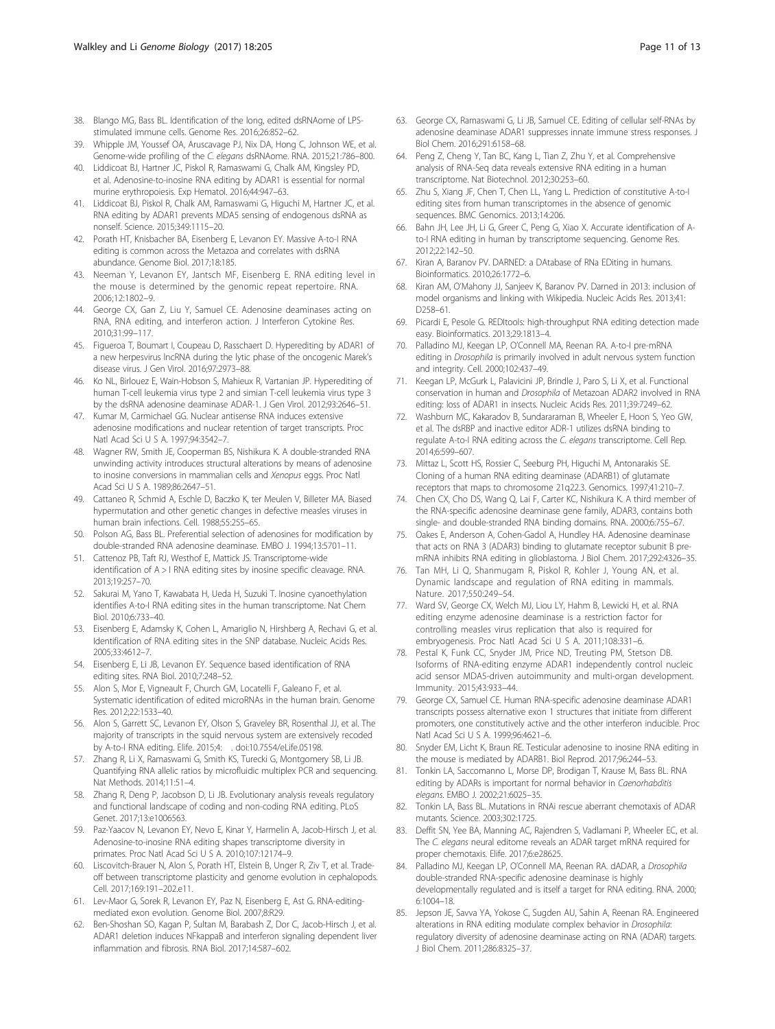38. Blango MG, Bass BL. Identification of the long, edited dsRNAome of LPS-stimulated immune cells. Genome Res. 2016;26:852–62.
39. Whipple JM, Youssef OA, Aruscavage PJ, Nix DA, Hong C, Johnson WE, et al. Genome-wide profiling of the *C. elegans* dsRNAome. RNA. 2015;21:786–800.
40. Liddicoat BJ, Hartner JC, Piskol R, Ramaswami G, Chalk AM, Kingsley PD, et al. Adenosine-to-inosine RNA editing by ADAR1 is essential for normal murine erythropoiesis. Exp Hematol. 2016;44:947–63.
41. Liddicoat BJ, Piskol R, Chalk AM, Ramaswami G, Higuchi M, Hartner JC, et al. RNA editing by ADAR1 prevents MDA5 sensing of endogenous dsRNA as nonself. Science. 2015;349:1115–20.
42. Porath HT, Knisbacher BA, Eisenberg E, Levanon EY. Massive A-to-I RNA editing is common across the Metazoa and correlates with dsRNA abundance. Genome Biol. 2017;18:185.
43. Neeman Y, Levanon EY, Jantsch MF, Eisenberg E. RNA editing level in the mouse is determined by the genomic repeat repertoire. RNA. 2006;12:1802–9.
44. George CX, Gan Z, Liu Y, Samuel CE. Adenosine deaminases acting on RNA, RNA editing, and interferon action. J Interferon Cytokine Res. 2010;31:99–117.
45. Figueroa T, Boumart I, Coupeau D, Rasschaert D. Hyperediting by ADAR1 of a new herpesvirus lncRNA during the lytic phase of the oncogenic Marek's disease virus. J Gen Virol. 2016;97:2973–88.
46. Ko NL, Birlouez E, Wain-Hobson S, Mahieux R, Vartanian JP. Hyperediting of human T-cell leukemia virus type 2 and simian T-cell leukemia virus type 3 by the dsRNA adenosine deaminase ADAR-1. J Gen Virol. 2012;93:2646–51.
47. Kumar M, Carmichael GG. Nuclear antisense RNA induces extensive adenosine modifications and nuclear retention of target transcripts. Proc Natl Acad Sci U S A. 1997;94:3542–7.
48. Wagner RW, Smith JE, Cooperman BS, Nishikura K. A double-stranded RNA unwinding activity introduces structural alterations by means of adenosine to inosine conversions in mammalian cells and *Xenopus* eggs. Proc Natl Acad Sci U S A. 1989;86:2647–51.
49. Cattaneo R, Schmid A, Eschle D, Baczko K, ter Meulen V, Billeter MA. Biased hypermutation and other genetic changes in defective measles viruses in human brain infections. Cell. 1988;55:255–65.
50. Polson AG, Bass BL. Preferential selection of adenosines for modification by double-stranded RNA adenosine deaminase. EMBO J. 1994;13:5701–11.
51. Cattenoz PB, Taft RJ, Westhof E, Mattick JS. Transcriptome-wide identification of A > I RNA editing sites by inosine specific cleavage. RNA. 2013;19:257–70.
52. Sakurai M, Yano T, Kawabata H, Ueda H, Suzuki T. Inosine cyanoethylation identifies A-to-I RNA editing sites in the human transcriptome. Nat Chem Biol. 2010;6:733–40.
53. Eisenberg E, Adamsky K, Cohen L, Amariglio N, Hirshberg A, Rechavi G, et al. Identification of RNA editing sites in the SNP database. Nucleic Acids Res. 2005;33:4612–7.
54. Eisenberg E, Li JB, Levanon EY. Sequence based identification of RNA editing sites. RNA Biol. 2010;7:248–52.
55. Alon S, Mor E, Vigneault F, Church GM, Locatelli F, Galeano F, et al. Systematic identification of edited microRNAs in the human brain. Genome Res. 2012;22:1533–40.
56. Alon S, Garrett SC, Levanon EY, Olson S, Graveley BR, Rosenthal JJ, et al. The majority of transcripts in the squid nervous system are extensively recoded by A-to-I RNA editing. Elife. 2015;4: . doi:10.7554/eLife.05198.
57. Zhang R, Li X, Ramaswami G, Smith KS, Turecki G, Montgomery SB, Li JB. Quantifying RNA allelic ratios by microfluidic multiplex PCR and sequencing. Nat Methods. 2014;11:51–4.
58. Zhang R, Deng P, Jacobson D, Li JB. Evolutionary analysis reveals regulatory and functional landscape of coding and non-coding RNA editing. PLoS Genet. 2017;13:e1006563.
59. Paz-Yaacov N, Levanon EY, Nevo E, Kinar Y, Harmelin A, Jacob-Hirsch J, et al. Adenosine-to-inosine RNA editing shapes transcriptome diversity in primates. Proc Natl Acad Sci U S A. 2010;107:12174–9.
60. Liscovitch-Brauer N, Alon S, Porath HT, Elstein B, Unger R, Ziv T, et al. Trade-off between transcriptome plasticity and genome evolution in cephalopods. Cell. 2017;169:191–202.e11.
61. Lev-Maor G, Sorek R, Levanon EY, Paz N, Eisenberg E, Ast G. RNA-editing-mediated exon evolution. Genome Biol. 2007;8:R29.
62. Ben-Shoshan SO, Kagan P, Sultan M, Barabash Z, Dor C, Jacob-Hirsch J, et al. ADAR1 deletion induces NFkappaB and interferon signaling dependent liver inflammation and fibrosis. RNA Biol. 2017;14:587–602.
63. George CX, Ramaswami G, Li JB, Samuel CE. Editing of cellular self-RNAs by adenosine deaminase ADAR1 suppresses innate immune stress responses. J Biol Chem. 2016;291:6158–68.
64. Peng Z, Cheng Y, Tan BC, Kang L, Tian Z, Zhu Y, et al. Comprehensive analysis of RNA-Seq data reveals extensive RNA editing in a human transcriptome. Nat Biotechnol. 2012;30:253–60.
65. Zhu S, Xiang JF, Chen T, Chen LL, Yang L. Prediction of constitutive A-to-I editing sites from human transcriptomes in the absence of genomic sequences. BMC Genomics. 2013;14:206.
66. Bahn JH, Lee JH, Li G, Greer C, Peng G, Xiao X. Accurate identification of A-to-I RNA editing in human by transcriptome sequencing. Genome Res. 2012;22:142–50.
67. Kiran A, Baranov PV. DARNED: a DAtabase of RNa EDiting in humans. Bioinformatics. 2010;26:1772–6.
68. Kiran AM, O'Mahony JJ, Sanjeev K, Baranov PV. Darned in 2013: inclusion of model organisms and linking with Wikipedia. Nucleic Acids Res. 2013;41:D258–61.
69. Picardi E, Pesole G. REDItools: high-throughput RNA editing detection made easy. Bioinformatics. 2013;29:1813–4.
70. Palladino MJ, Keegan LP, O'Connell MA, Reenan RA. A-to-I pre-mRNA editing in *Drosophila* is primarily involved in adult nervous system function and integrity. Cell. 2000;102:437–49.
71. Keegan LP, McGurk L, Palavicini JP, Brindle J, Paro S, Li X, et al. Functional conservation in human and *Drosophila* of Metazoan ADAR2 involved in RNA editing: loss of ADAR1 in insects. Nucleic Acids Res. 2011;39:7249–62.
72. Washburn MC, Kakaradov B, Sundararaman B, Wheeler E, Hoon S, Yeo GW, et al. The dsRBP and inactive editor ADR-1 utilizes dsRNA binding to regulate A-to-I RNA editing across the *C. elegans* transcriptome. Cell Rep. 2014;6:599–607.
73. Mittaz L, Scott HS, Rossier C, Seeburg PH, Higuchi M, Antonarakis SE. Cloning of a human RNA editing deaminase (ADARB1) of glutamate receptors that maps to chromosome 21q22.3. Genomics. 1997;41:210–7.
74. Chen CX, Cho DS, Wang Q, Lai F, Carter KC, Nishikura K. A third member of the RNA-specific adenosine deaminase gene family, ADAR3, contains both single- and double-stranded RNA binding domains. RNA. 2000;6:755–67.
75. Oakes E, Anderson A, Cohen-Gadol A, Hundley HA. Adenosine deaminase that acts on RNA 3 (ADAR3) binding to glutamate receptor subunit B pre-mRNA inhibits RNA editing in glioblastoma. J Biol Chem. 2017;292:4326–35.
76. Tan MH, Li Q, Shanmugam R, Piskol R, Kohler J, Young AN, et al. Dynamic landscape and regulation of RNA editing in mammals. Nature. 2017;550:249–54.
77. Ward SV, George CX, Welch MJ, Liou LY, Hahm B, Lewicki H, et al. RNA editing enzyme adenosine deaminase is a restriction factor for controlling measles virus replication that also is required for embryogenesis. Proc Natl Acad Sci U S A. 2011;108:331–6.
78. Pestal K, Funk CC, Snyder JM, Price ND, Treuting PM, Stetson DB. Isoforms of RNA-editing enzyme ADAR1 independently control nucleic acid sensor MDA5-driven autoimmunity and multi-organ development. Immunity. 2015;43:933–44.
79. George CX, Samuel CE. Human RNA-specific adenosine deaminase ADAR1 transcripts possess alternative exon 1 structures that initiate from different promoters, one constitutively active and the other interferon inducible. Proc Natl Acad Sci U S A. 1999;96:4621–6.
80. Snyder EM, Licht K, Braun RE. Testicular adenosine to inosine RNA editing in the mouse is mediated by ADARB1. Biol Reprod. 2017;96:244–53.
81. Tonkin LA, Saccomanno L, Morse DP, Brodigan T, Krause M, Bass BL. RNA editing by ADARs is important for normal behavior in *Caenorhabditis elegans*. EMBO J. 2002;21:6025–35.
82. Tonkin LA, Bass BL. Mutations in RNAi rescue aberrant chemotaxis of ADAR mutants. Science. 2003;302:1725.
83. Deffit SN, Yee BA, Manning AC, Rajendren S, Vadlamani P, Wheeler EC, et al. The *C. elegans* neural editome reveals an ADAR target mRNA required for proper chemotaxis. Elife. 2017;6:e28625.
84. Palladino MJ, Keegan LP, O'Connell MA, Reenan RA. dADAR, a *Drosophila* double-stranded RNA-specific adenosine deaminase is highly developmentally regulated and is itself a target for RNA editing. RNA. 2000;6:1004–18.
85. Jepson JE, Savva YA, Yokose C, Sugden AU, Sahin A, Reenan RA. Engineered alterations in RNA editing modulate complex behavior in *Drosophila*: regulatory diversity of adenosine deaminase acting on RNA (ADAR) targets. J Biol Chem. 2011;286:8325–37.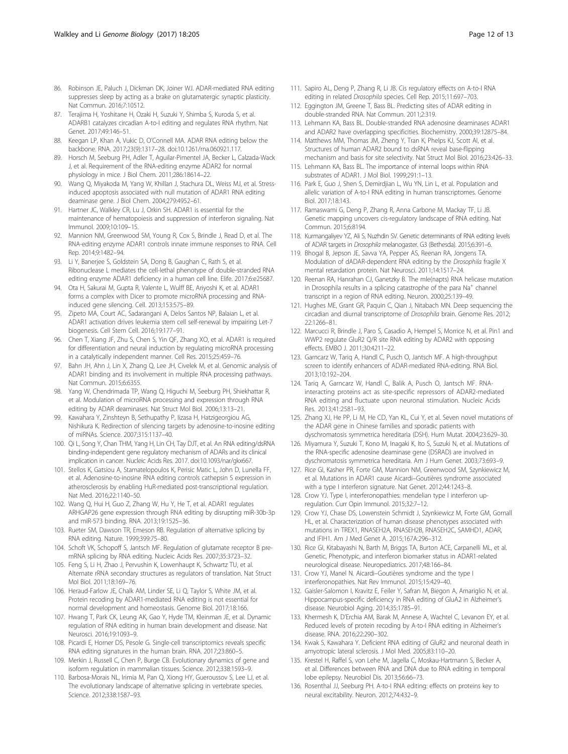86. Robinson JE, Paluch J, Dickman DK, Joiner WJ. ADAR-mediated RNA editing suppresses sleep by acting as a brake on glutamatergic synaptic plasticity. Nat Commun. 2016;7:10512.
87. Terajima H, Yoshitane H, Ozaki H, Suzuki Y, Shimba S, Kuroda S, et al. ADARB1 catalyzes circadian A-to-I editing and regulates RNA rhythm. Nat Genet. 2017;49:146–51.
88. Keegan LP, Khan A, Vukic D, O'Connell MA. ADAR RNA editing below the backbone. RNA. 2017;23(9):1317–28. doi:10.1261/rna.060921.117.
89. Horsch M, Seeburg PH, Adler T, Aguilar-Pimentel JA, Becker L, Calzada-Wack J, et al. Requirement of the RNA-editing enzyme ADAR2 for normal physiology in mice. J Biol Chem. 2011;286:18614–22.
90. Wang Q, Miyakoda M, Yang W, Khillan J, Stachura DL, Weiss MJ, et al. Stress-induced apoptosis associated with null mutation of ADAR1 RNA editing deaminase gene. J Biol Chem. 2004;279:4952–61.
91. Hartner JC, Walkley CR, Lu J, Orkin SH. ADAR1 is essential for the maintenance of hematopoiesis and suppression of interferon signaling. Nat Immunol. 2009;10:109–15.
92. Mannion NM, Greenwood SM, Young R, Cox S, Brindle J, Read D, et al. The RNA-editing enzyme ADAR1 controls innate immune responses to RNA. Cell Rep. 2014;9:1482–94.
93. Li Y, Banerjee S, Goldstein SA, Dong B, Gaughan C, Rath S, et al. Ribonuclease L mediates the cell-lethal phenotype of double-stranded RNA editing enzyme ADAR1 deficiency in a human cell line. Elife. 2017;6:e25687.
94. Ota H, Sakurai M, Gupta R, Valente L, Wulff BE, Ariyoshi K, et al. ADAR1 forms a complex with Dicer to promote microRNA processing and RNA-induced gene silencing. Cell. 2013;153:575–89.
95. Zipeto MA, Court AC, Sadarangani A, Delos Santos NP, Balaian L, et al. ADAR1 activation drives leukemia stem cell self-renewal by impairing Let-7 biogenesis. Cell Stem Cell. 2016;19:177–91.
96. Chen T, Xiang JF, Zhu S, Chen S, Yin QF, Zhang XO, et al. ADAR1 is required for differentiation and neural induction by regulating microRNA processing in a catalytically independent manner. Cell Res. 2015;25:459–76.
97. Bahn JH, Ahn J, Lin X, Zhang Q, Lee JH, Civelek M, et al. Genomic analysis of ADAR1 binding and its involvement in multiple RNA processing pathways. Nat Commun. 2015;6:6355.
98. Yang W, Chendrimada TP, Wang Q, Higuchi M, Seeburg PH, Shiekhattar R, et al. Modulation of microRNA processing and expression through RNA editing by ADAR deaminases. Nat Struct Mol Biol. 2006;13:13–21.
99. Kawahara Y, Zinshteyn B, Sethupathy P, Iizasa H, Hatzigeorgiou AG, Nishikura K. Redirection of silencing targets by adenosine-to-inosine editing of miRNAs. Science. 2007;315:1137–40.
100. Qi L, Song Y, Chan THM, Yang H, Lin CH, Tay DJT, et al. An RNA editing/dsRNA binding-independent gene regulatory mechanism of ADARs and its clinical implication in cancer. Nucleic Acids Res. 2017. doi:10.1093/nar/gkx667.
101. Stellos K, Gatsiou A, Stamatelopoulos K, Perisic Matic L, John D, Lunella FF, et al. Adenosine-to-inosine RNA editing controls cathepsin S expression in atherosclerosis by enabling HuR-mediated post-transcriptional regulation. Nat Med. 2016;22:1140–50.
102. Wang Q, Hui H, Guo Z, Zhang W, Hu Y, He T, et al. ADAR1 regulates ARHGAP26 gene expression through RNA editing by disrupting miR-30b-3p and miR-573 binding. RNA. 2013;19:1525–36.
103. Rueter SM, Dawson TR, Emeson RB. Regulation of alternative splicing by RNA editing. Nature. 1999;399:75–80.
104. Schoft VK, Schopoff S, Jantsch MF. Regulation of glutamate receptor B pre-mRNA splicing by RNA editing. Nucleic Acids Res. 2007;35:3723–32.
105. Feng S, Li H, Zhao J, Pervushin K, Lowenhaupt K, Schwartz TU, et al. Alternate rRNA secondary structures as regulators of translation. Nat Struct Mol Biol. 2011;18:169–76.
106. Heraud-Farlow JE, Chalk AM, Linder SE, Li Q, Taylor S, White JM, et al. Protein recoding by ADAR1-mediated RNA editing is not essential for normal development and homeostasis. Genome Biol. 2017;18:166.
107. Hwang T, Park CK, Leung AK, Gao Y, Hyde TM, Kleinman JE, et al. Dynamic regulation of RNA editing in human brain development and disease. Nat Neurosci. 2016;19:1093–9.
108. Picardi E, Horner DS, Pesole G. Single-cell transcriptomics reveals specific RNA editing signatures in the human brain. RNA. 2017;23:860–5.
109. Merkin J, Russell C, Chen P, Burge CB. Evolutionary dynamics of gene and isoform regulation in mammalian tissues. Science. 2012;338:1593–9.
110. Barbosa-Morais NL, Irimia M, Pan Q, Xiong HY, Gueroussov S, Lee LJ, et al. The evolutionary landscape of alternative splicing in vertebrate species. Science. 2012;338:1587–93.
111. Sapiro AL, Deng P, Zhang R, Li JB. Cis regulatory effects on A-to-I RNA editing in related *Drosophila* species. Cell Rep. 2015;11:697–703.
112. Eggington JM, Greene T, Bass BL. Predicting sites of ADAR editing in double-stranded RNA. Nat Commun. 2011;2:319.
113. Lehmann KA, Bass BL. Double-stranded RNA adenosine deaminases ADAR1 and ADAR2 have overlapping specificities. Biochemistry. 2000;39:12875–84.
114. Matthews MM, Thomas JM, Zheng Y, Tran K, Phelps KJ, Scott AI, et al. Structures of human ADAR2 bound to dsRNA reveal base-flipping mechanism and basis for site selectivity. Nat Struct Mol Biol. 2016;23:426–33.
115. Lehmann KA, Bass BL. The importance of internal loops within RNA substrates of ADAR1. J Mol Biol. 1999;291:1–13.
116. Park E, Guo J, Shen S, Demirdjian L, Wu YN, Lin L, et al. Population and allelic variation of A-to-I RNA editing in human transcriptomes. Genome Biol. 2017;18:143.
117. Ramaswami G, Deng P, Zhang R, Anna Carbone M, Mackay TF, Li JB. Genetic mapping uncovers cis-regulatory landscape of RNA editing. Nat Commun. 2015;6:8194.
118. Kurmangaliyev YZ, Ali S, Nuzhdin SV. Genetic determinants of RNA editing levels of ADAR targets in *Drosophila* melanogaster. G3 (Bethesda). 2015;6:391–6.
119. Bhogal B, Jepson JE, Savva YA, Pepper AS, Reenan RA, Jongens TA. Modulation of dADAR-dependent RNA editing by the *Drosophila* fragile X mental retardation protein. Nat Neurosci. 2011;14:1517–24.
120. Reenan RA, Hanrahan CJ, Ganetzky B. The mle(napts) RNA helicase mutation in Drosophila results in a splicing catastrophe of the para $Na^{+}$ channel transcript in a region of RNA editing. Neuron. 2000;25:139–49.
121. Hughes ME, Grant GR, Paquin C, Qian J, Nitabach MN. Deep sequencing the circadian and diurnal transcriptome of *Drosophila* brain. Genome Res. 2012;22:1266–81.
122. Marcucci R, Brindle J, Paro S, Casadio A, Hempel S, Morrice N, et al. Pin1 and WWP2 regulate GluR2 Q/R site RNA editing by ADAR2 with opposing effects. EMBO J. 2011;30:4211–22.
123. Garncarz W, Tariq A, Handl C, Pusch O, Jantsch MF. A high-throughput screen to identify enhancers of ADAR-mediated RNA-editing. RNA Biol. 2013;10:192–204.
124. Tariq A, Garncarz W, Handl C, Balik A, Pusch O, Jantsch MF. RNA-interacting proteins act as site-specific repressors of ADAR2-mediated RNA editing and fluctuate upon neuronal stimulation. Nucleic Acids Res. 2013;41:2581–93.
125. Zhang XJ, He PP, Li M, He CD, Yan KL, Cui Y, et al. Seven novel mutations of the ADAR gene in Chinese families and sporadic patients with dyschromatosis symmetrica hereditaria (DSH). Hum Mutat. 2004;23:629–30.
126. Miyamura Y, Suzuki T, Kono M, Inagaki K, Ito S, Suzuki N, et al. Mutations of the RNA-specific adenosine deaminase gene (DSRAD) are involved in dyschromatosis symmetrica hereditaria. Am J Hum Genet. 2003;73:693–9.
127. Rice GI, Kasher PR, Forte GM, Mannion NM, Greenwood SM, Szynkiewicz M, et al. Mutations in ADAR1 cause Aicardi–Goutières syndrome associated with a type I interferon signature. Nat Genet. 2012;44:1243–8.
128. Crow YJ. Type I, interferonopathies: mendelian type I interferon up-regulation. Curr Opin Immunol. 2015;32:7–12.
129. Crow YJ, Chase DS, Lowenstein Schmidt J, Szynkiewicz M, Forte GM, Gornall HL, et al. Characterization of human disease phenotypes associated with mutations in TREX1, RNASEH2A, RNASEH2B, RNASEH2C, SAMHD1, ADAR, and IFIH1. Am J Med Genet A. 2015;167A:296–312.
130. Rice GI, Kitabayashi N, Barth M, Briggs TA, Burton ACE, Carpanelli ML, et al. Genetic, Phenotypic, and interferon biomarker status in ADAR1-related neurological disease. Neuropediatrics. 2017;48:166–84.
131. Crow YJ, Manel N. Aicardi–Goutières syndrome and the type I interferonopathies. Nat Rev Immunol. 2015;15:429–40.
132. Gaisler-Salomon I, Kravitz E, Feiler Y, Safran M, Biegon A, Amariglio N, et al. Hippocampus-specific deficiency in RNA editing of GluA2 in Alzheimer's disease. Neurobiol Aging. 2014;35:1785–91.
133. Khermesh K, D'Erchia AM, Barak M, Annese A, Wachtel C, Levanon EY, et al. Reduced levels of protein recoding by A-to-I RNA editing in Alzheimer's disease. RNA. 2016;22:290–302.
134. Kwak S, Kawahara Y. Deficient RNA editing of GluR2 and neuronal death in amyotropic lateral sclerosis. J Mol Med. 2005;83:110–20.
135. Krestel H, Raffel S, von Lehe M, Jagella C, Moskau-Hartmann S, Becker A, et al. Differences between RNA and DNA due to RNA editing in temporal lobe epilepsy. Neurobiol Dis. 2013;56:66–73.
136. Rosenthal JJ, Seeburg PH. A-to-I RNA editing: effects on proteins key to neural excitability. Neuron. 2012;74:432–9.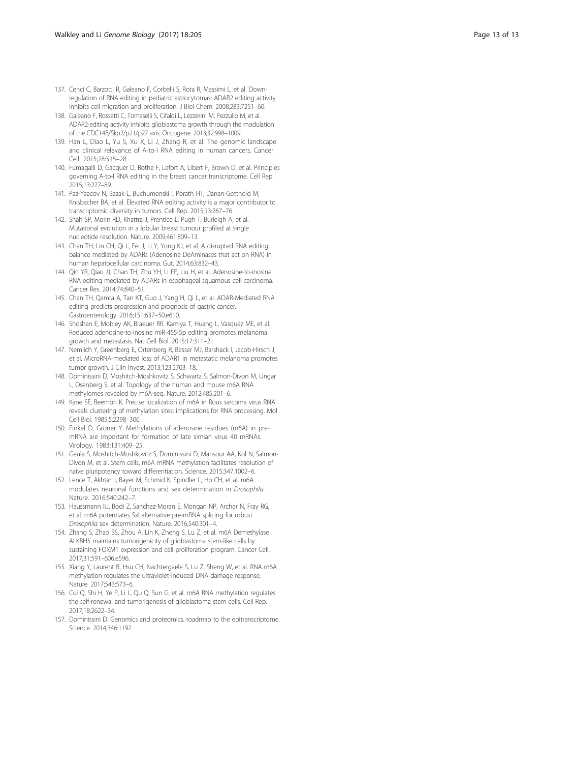137. Cenci C, Barzotti R, Galeano F, Corbelli S, Rota R, Massimi L, et al. Down-regulation of RNA editing in pediatric astrocytomas: ADAR2 editing activity inhibits cell migration and proliferation. J Biol Chem. 2008;283:7251–60.
138. Galeano F, Rossetti C, Tomaselli S, Cifaldi L, Lezzerini M, Pezzullo M, et al. ADAR2-editing activity inhibits glioblastoma growth through the modulation of the CDC14B/Skp2/p21/p27 axis. Oncogene. 2013;32:998–1009.
139. Han L, Diao L, Yu S, Xu X, Li J, Zhang R, et al. The genomic landscape and clinical relevance of A-to-I RNA editing in human cancers. Cancer Cell. 2015;28:515–28.
140. Fumagalli D, Gacquer D, Rothe F, Lefort A, Libert F, Brown D, et al. Principles governing A-to-I RNA editing in the breast cancer transcriptome. Cell Rep. 2015;13:277–89.
141. Paz-Yaacov N, Bazak L, Buchumenski I, Porath HT, Danan-Gotthold M, Knisbacher BA, et al. Elevated RNA editing activity is a major contributor to transcriptomic diversity in tumors. Cell Rep. 2015;13:267–76.
142. Shah SP, Morin RD, Khattra J, Prentice L, Pugh T, Burleigh A, et al. Mutational evolution in a lobular breast tumour profiled at single nucleotide resolution. Nature. 2009;461:809–13.
143. Chan TH, Lin CH, Qi L, Fei J, Li Y, Yong KJ, et al. A disrupted RNA editing balance mediated by ADARs (Adenosine DeAminases that act on RNA) in human hepatocellular carcinoma. Gut. 2014;63:832–43.
144. Qin YR, Qiao JJ, Chan TH, Zhu YH, Li FF, Liu H, et al. Adenosine-to-inosine RNA editing mediated by ADARs in esophageal squamous cell carcinoma. Cancer Res. 2014;74:840–51.
145. Chan TH, Qamra A, Tan KT, Guo J, Yang H, Qi L, et al. ADAR-Mediated RNA editing predicts progression and prognosis of gastric cancer. Gastroenterology. 2016;151:637–50.e610.
146. Shoshan E, Mobley AK, Braeuer RR, Kamiya T, Huang L, Vasquez ME, et al. Reduced adenosine-to-inosine miR-455-5p editing promotes melanoma growth and metastasis. Nat Cell Biol. 2015;17:311–21.
147. Nemlich Y, Greenberg E, Ortenberg R, Besser MJ, Barshack I, Jacob-Hirsch J, et al. MicroRNA-mediated loss of ADAR1 in metastatic melanoma promotes tumor growth. J Clin Invest. 2013;123:2703–18.
148. Dominissini D, Moshitch-Moshkovitz S, Schwartz S, Salmon-Divon M, Ungar L, Osenberg S, et al. Topology of the human and mouse m6A RNA methylomes revealed by m6A-seq. Nature. 2012;485:201–6.
149. Kane SE, Beemon K. Precise localization of m6A in Rous sarcoma virus RNA reveals clustering of methylation sites: implications for RNA processing. Mol Cell Biol. 1985;5:2298–306.
150. Finkel D, Groner Y. Methylations of adenosine residues (m6A) in pre-mRNA are important for formation of late simian virus 40 mRNAs. Virology. 1983;131:409–25.
151. Geula S, Moshitch-Moshkovitz S, Dominissini D, Mansour AA, Kol N, Salmon-Divon M, et al. Stem cells. m6A mRNA methylation facilitates resolution of naive pluripotency toward differentiation. Science. 2015;347:1002–6.
152. Lence T, Akhtar J, Bayer M, Schmid K, Spindler L, Ho CH, et al. m6A modulates neuronal functions and sex determination in *Drosophila*. Nature. 2016;540:242–7.
153. Haussmann IU, Bodi Z, Sanchez-Moran E, Mongan NP, Archer N, Fray RG, et al. m6A potentiates Sxl alternative pre-mRNA splicing for robust *Drosophila* sex determination. Nature. 2016;540:301–4.
154. Zhang S, Zhao BS, Zhou A, Lin K, Zheng S, Lu Z, et al. m6A Demethylase ALKBH5 maintains tumorigenicity of glioblastoma stem-like cells by sustaining FOXM1 expression and cell proliferation program. Cancer Cell. 2017;31:591–606.e596.
155. Xiang Y, Laurent B, Hsu CH, Nachtergaele S, Lu Z, Sheng W, et al. RNA m6A methylation regulates the ultraviolet-induced DNA damage response. Nature. 2017;543:573–6.
156. Cui Q, Shi H, Ye P, Li L, Qu Q, Sun G, et al. m6A RNA methylation regulates the self-renewal and tumorigenesis of glioblastoma stem cells. Cell Rep. 2017;18:2622–34.
157. Dominissini D. Genomics and proteomics. roadmap to the epitranscriptome. Science. 2014;346:1192.